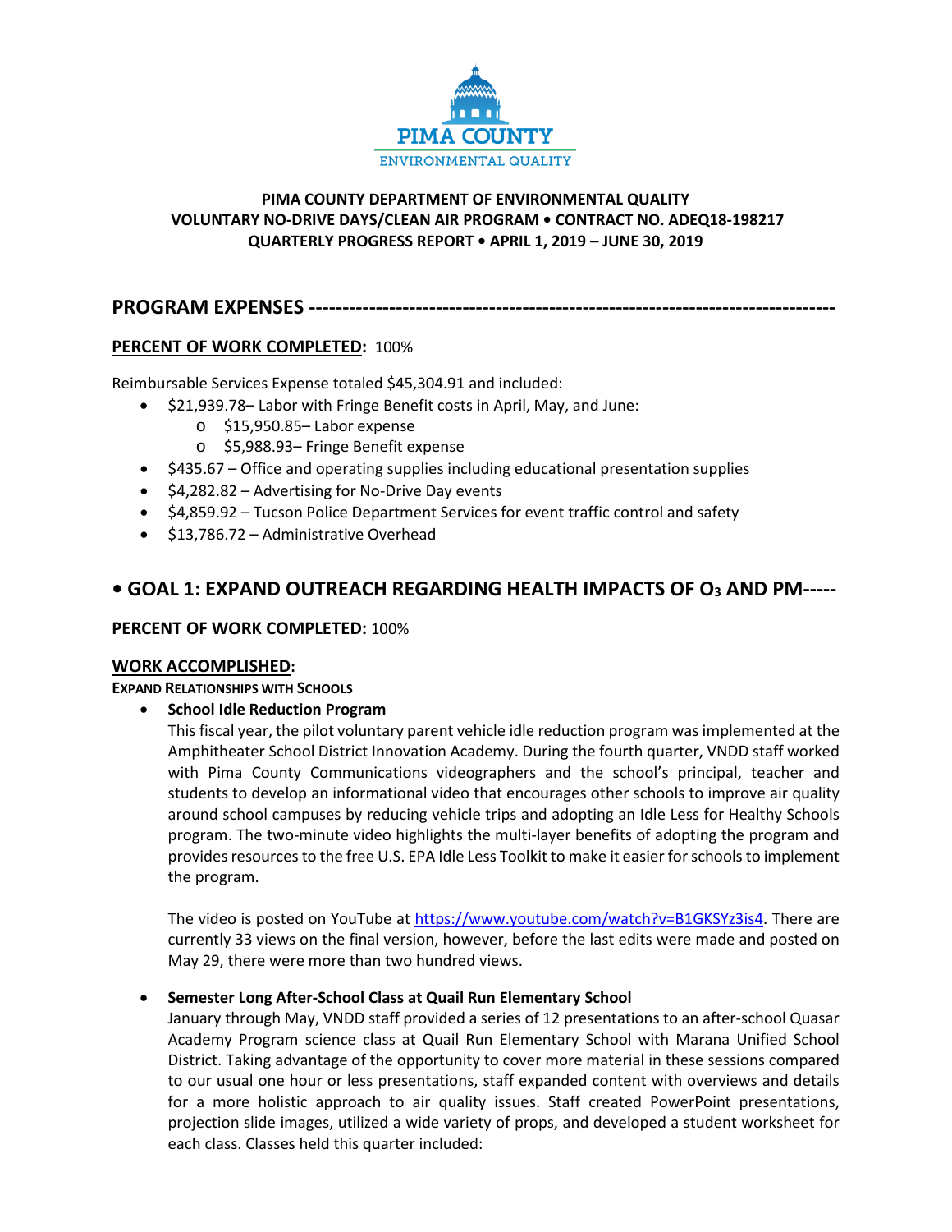PIMA COUNTY

ENVIRONMENTAL QUALITY

**PIMA COUNTY DEPARTMENT OF ENVIRONMENTAL QUALITY**
**VOLUNTARY NO-DRIVE DAYS/CLEAN AIR PROGRAM • CONTRACT NO. ADEQ18-198217**
**QUARTERLY PROGRESS REPORT • APRIL 1, 2019 – JUNE 30, 2019**

## PROGRAM EXPENSES ---------------------------------------------------------------------------

**PERCENT OF WORK COMPLETED:** 100%

Reimbursable Services Expense totaled $45,304.91 and included:

- $21,939.78– Labor with Fringe Benefit costs in April, May, and June:
  - $15,950.85– Labor expense
  - $5,988.93– Fringe Benefit expense
- $435.67 – Office and operating supplies including educational presentation supplies
- $4,282.82 – Advertising for No-Drive Day events
- $4,859.92 – Tucson Police Department Services for event traffic control and safety
- $13,786.72 – Administrative Overhead

## • GOAL 1: EXPAND OUTREACH REGARDING HEALTH IMPACTS OF $O_3$ AND PM-----

**PERCENT OF WORK COMPLETED:** 100%

**WORK ACCOMPLISHED:**

**EXPAND RELATIONSHIPS WITH SCHOOLS**

- **School Idle Reduction Program**

  This fiscal year, the pilot voluntary parent vehicle idle reduction program was implemented at the Amphitheater School District Innovation Academy. During the fourth quarter, VNDD staff worked with Pima County Communications videographers and the school's principal, teacher and students to develop an informational video that encourages other schools to improve air quality around school campuses by reducing vehicle trips and adopting an Idle Less for Healthy Schools program. The two-minute video highlights the multi-layer benefits of adopting the program and provides resources to the free U.S. EPA Idle Less Toolkit to make it easier for schools to implement the program.

  The video is posted on YouTube at https://www.youtube.com/watch?v=B1GKSYz3is4. There are currently 33 views on the final version, however, before the last edits were made and posted on May 29, there were more than two hundred views.

- **Semester Long After-School Class at Quail Run Elementary School**

  January through May, VNDD staff provided a series of 12 presentations to an after-school Quasar Academy Program science class at Quail Run Elementary School with Marana Unified School District. Taking advantage of the opportunity to cover more material in these sessions compared to our usual one hour or less presentations, staff expanded content with overviews and details for a more holistic approach to air quality issues. Staff created PowerPoint presentations, projection slide images, utilized a wide variety of props, and developed a student worksheet for each class. Classes held this quarter included: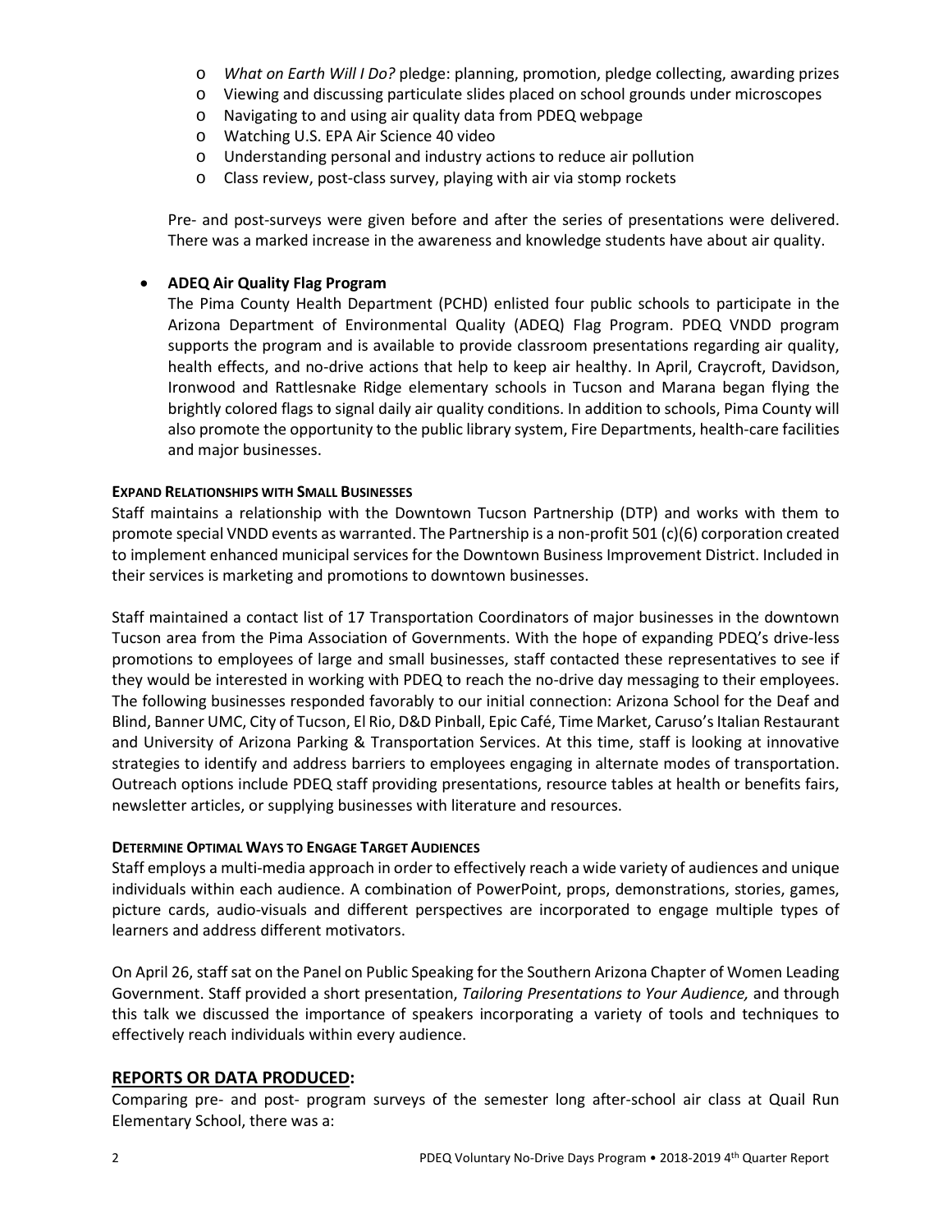- *What on Earth Will I Do?* pledge: planning, promotion, pledge collecting, awarding prizes
  - Viewing and discussing particulate slides placed on school grounds under microscopes
  - Navigating to and using air quality data from PDEQ webpage
  - Watching U.S. EPA Air Science 40 video
  - Understanding personal and industry actions to reduce air pollution
  - Class review, post-class survey, playing with air via stomp rockets

  Pre- and post-surveys were given before and after the series of presentations were delivered. There was a marked increase in the awareness and knowledge students have about air quality.

- **ADEQ Air Quality Flag Program**

  The Pima County Health Department (PCHD) enlisted four public schools to participate in the Arizona Department of Environmental Quality (ADEQ) Flag Program. PDEQ VNDD program supports the program and is available to provide classroom presentations regarding air quality, health effects, and no-drive actions that help to keep air healthy. In April, Craycroft, Davidson, Ironwood and Rattlesnake Ridge elementary schools in Tucson and Marana began flying the brightly colored flags to signal daily air quality conditions. In addition to schools, Pima County will also promote the opportunity to the public library system, Fire Departments, health-care facilities and major businesses.

**EXPAND RELATIONSHIPS WITH SMALL BUSINESSES**

Staff maintains a relationship with the Downtown Tucson Partnership (DTP) and works with them to promote special VNDD events as warranted. The Partnership is a non-profit 501 (c)(6) corporation created to implement enhanced municipal services for the Downtown Business Improvement District. Included in their services is marketing and promotions to downtown businesses.

Staff maintained a contact list of 17 Transportation Coordinators of major businesses in the downtown Tucson area from the Pima Association of Governments. With the hope of expanding PDEQ's drive-less promotions to employees of large and small businesses, staff contacted these representatives to see if they would be interested in working with PDEQ to reach the no-drive day messaging to their employees. The following businesses responded favorably to our initial connection: Arizona School for the Deaf and Blind, Banner UMC, City of Tucson, El Rio, D&D Pinball, Epic Café, Time Market, Caruso's Italian Restaurant and University of Arizona Parking & Transportation Services. At this time, staff is looking at innovative strategies to identify and address barriers to employees engaging in alternate modes of transportation. Outreach options include PDEQ staff providing presentations, resource tables at health or benefits fairs, newsletter articles, or supplying businesses with literature and resources.

**DETERMINE OPTIMAL WAYS TO ENGAGE TARGET AUDIENCES**

Staff employs a multi-media approach in order to effectively reach a wide variety of audiences and unique individuals within each audience. A combination of PowerPoint, props, demonstrations, stories, games, picture cards, audio-visuals and different perspectives are incorporated to engage multiple types of learners and address different motivators.

On April 26, staff sat on the Panel on Public Speaking for the Southern Arizona Chapter of Women Leading Government. Staff provided a short presentation, *Tailoring Presentations to Your Audience,* and through this talk we discussed the importance of speakers incorporating a variety of tools and techniques to effectively reach individuals within every audience.

## REPORTS OR DATA PRODUCED:

Comparing pre- and post- program surveys of the semester long after-school air class at Quail Run Elementary School, there was a: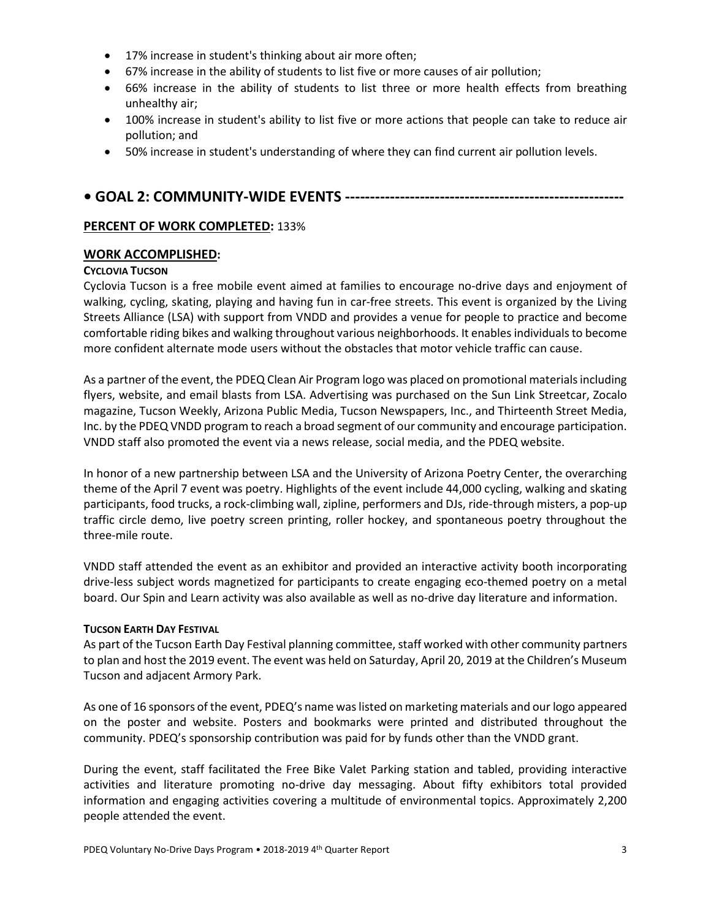- 17% increase in student's thinking about air more often;
- 67% increase in the ability of students to list five or more causes of air pollution;
- 66% increase in the ability of students to list three or more health effects from breathing unhealthy air;
- 100% increase in student's ability to list five or more actions that people can take to reduce air pollution; and
- 50% increase in student's understanding of where they can find current air pollution levels.

## • GOAL 2: COMMUNITY-WIDE EVENTS -------------------------------------------------------

**PERCENT OF WORK COMPLETED:** 133%

### WORK ACCOMPLISHED:

**CYCLOVIA TUCSON**

Cyclovia Tucson is a free mobile event aimed at families to encourage no-drive days and enjoyment of walking, cycling, skating, playing and having fun in car-free streets. This event is organized by the Living Streets Alliance (LSA) with support from VNDD and provides a venue for people to practice and become comfortable riding bikes and walking throughout various neighborhoods. It enables individuals to become more confident alternate mode users without the obstacles that motor vehicle traffic can cause.

As a partner of the event, the PDEQ Clean Air Program logo was placed on promotional materials including flyers, website, and email blasts from LSA. Advertising was purchased on the Sun Link Streetcar, Zocalo magazine, Tucson Weekly, Arizona Public Media, Tucson Newspapers, Inc., and Thirteenth Street Media, Inc. by the PDEQ VNDD program to reach a broad segment of our community and encourage participation. VNDD staff also promoted the event via a news release, social media, and the PDEQ website.

In honor of a new partnership between LSA and the University of Arizona Poetry Center, the overarching theme of the April 7 event was poetry. Highlights of the event include 44,000 cycling, walking and skating participants, food trucks, a rock-climbing wall, zipline, performers and DJs, ride-through misters, a pop-up traffic circle demo, live poetry screen printing, roller hockey, and spontaneous poetry throughout the three-mile route.

VNDD staff attended the event as an exhibitor and provided an interactive activity booth incorporating drive-less subject words magnetized for participants to create engaging eco-themed poetry on a metal board. Our Spin and Learn activity was also available as well as no-drive day literature and information.

**TUCSON EARTH DAY FESTIVAL**

As part of the Tucson Earth Day Festival planning committee, staff worked with other community partners to plan and host the 2019 event. The event was held on Saturday, April 20, 2019 at the Children's Museum Tucson and adjacent Armory Park.

As one of 16 sponsors of the event, PDEQ's name was listed on marketing materials and our logo appeared on the poster and website. Posters and bookmarks were printed and distributed throughout the community. PDEQ's sponsorship contribution was paid for by funds other than the VNDD grant.

During the event, staff facilitated the Free Bike Valet Parking station and tabled, providing interactive activities and literature promoting no-drive day messaging. About fifty exhibitors total provided information and engaging activities covering a multitude of environmental topics. Approximately 2,200 people attended the event.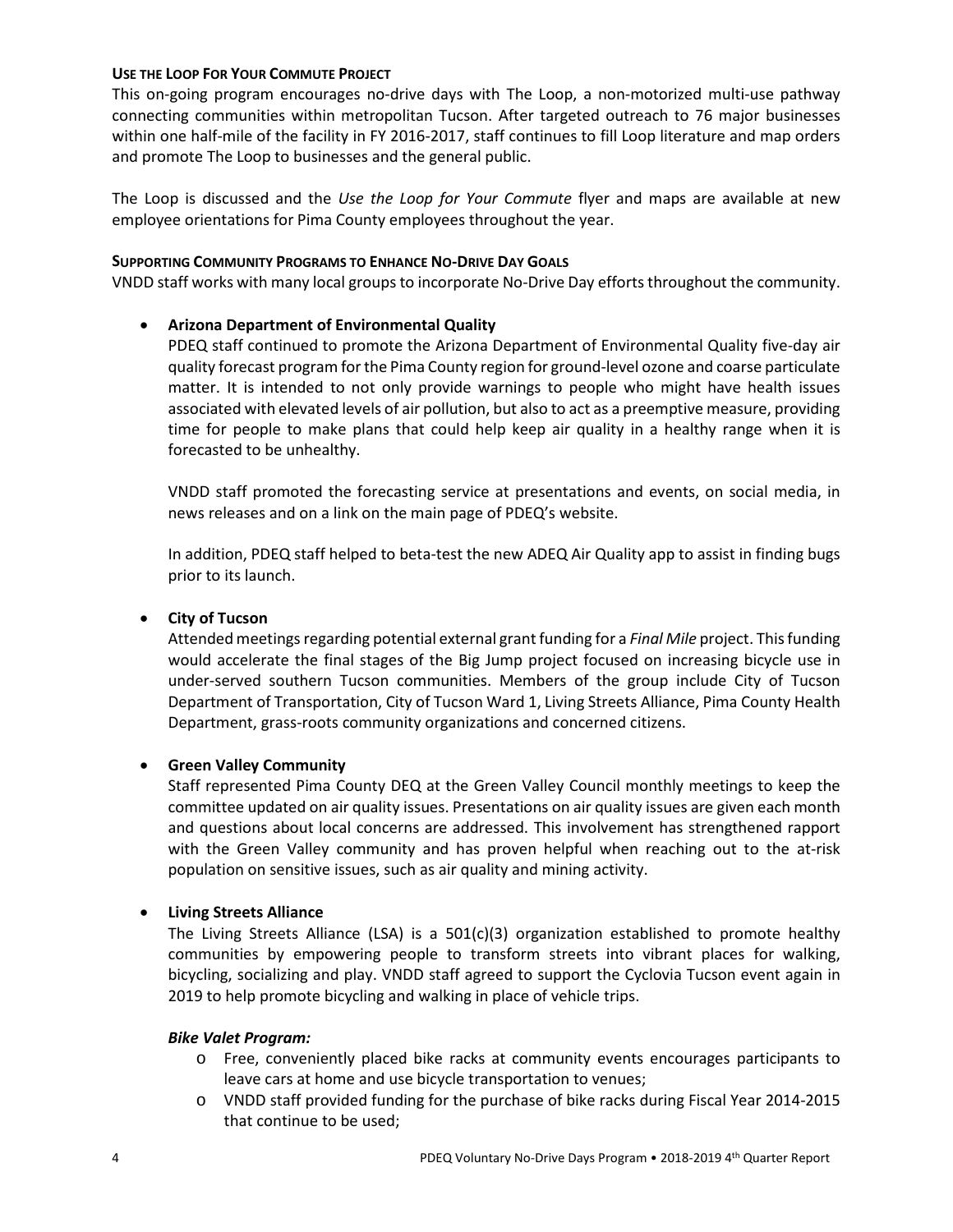### Use the Loop For Your Commute Project

This on-going program encourages no-drive days with The Loop, a non-motorized multi-use pathway connecting communities within metropolitan Tucson. After targeted outreach to 76 major businesses within one half-mile of the facility in FY 2016-2017, staff continues to fill Loop literature and map orders and promote The Loop to businesses and the general public.

The Loop is discussed and the *Use the Loop for Your Commute* flyer and maps are available at new employee orientations for Pima County employees throughout the year.

### Supporting Community Programs to Enhance No-Drive Day Goals

VNDD staff works with many local groups to incorporate No-Drive Day efforts throughout the community.

- **Arizona Department of Environmental Quality**

  PDEQ staff continued to promote the Arizona Department of Environmental Quality five-day air quality forecast program for the Pima County region for ground-level ozone and coarse particulate matter. It is intended to not only provide warnings to people who might have health issues associated with elevated levels of air pollution, but also to act as a preemptive measure, providing time for people to make plans that could help keep air quality in a healthy range when it is forecasted to be unhealthy.

  VNDD staff promoted the forecasting service at presentations and events, on social media, in news releases and on a link on the main page of PDEQ's website.

  In addition, PDEQ staff helped to beta-test the new ADEQ Air Quality app to assist in finding bugs prior to its launch.

- **City of Tucson**

  Attended meetings regarding potential external grant funding for a *Final Mile* project. This funding would accelerate the final stages of the Big Jump project focused on increasing bicycle use in under-served southern Tucson communities. Members of the group include City of Tucson Department of Transportation, City of Tucson Ward 1, Living Streets Alliance, Pima County Health Department, grass-roots community organizations and concerned citizens.

- **Green Valley Community**

  Staff represented Pima County DEQ at the Green Valley Council monthly meetings to keep the committee updated on air quality issues. Presentations on air quality issues are given each month and questions about local concerns are addressed. This involvement has strengthened rapport with the Green Valley community and has proven helpful when reaching out to the at-risk population on sensitive issues, such as air quality and mining activity.

- **Living Streets Alliance**

  The Living Streets Alliance (LSA) is a 501(c)(3) organization established to promote healthy communities by empowering people to transform streets into vibrant places for walking, bicycling, socializing and play. VNDD staff agreed to support the Cyclovia Tucson event again in 2019 to help promote bicycling and walking in place of vehicle trips.

  ***Bike Valet Program:***

  - Free, conveniently placed bike racks at community events encourages participants to leave cars at home and use bicycle transportation to venues;
  - VNDD staff provided funding for the purchase of bike racks during Fiscal Year 2014-2015 that continue to be used;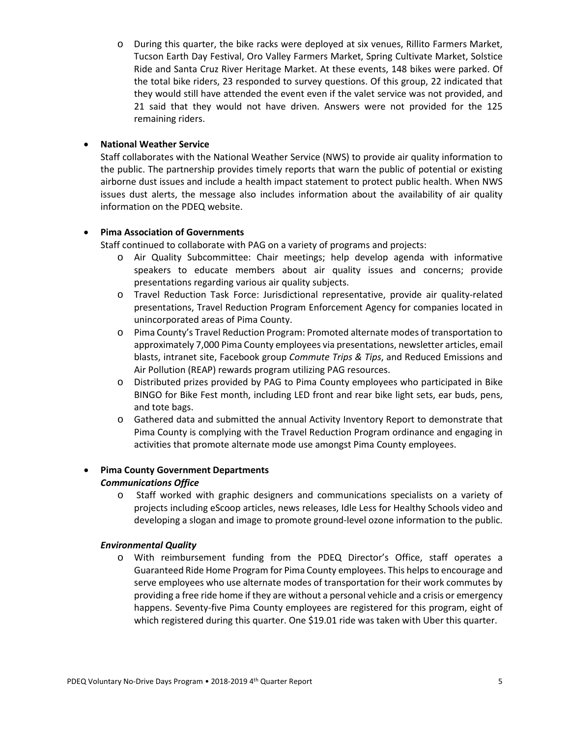- During this quarter, the bike racks were deployed at six venues, Rillito Farmers Market, Tucson Earth Day Festival, Oro Valley Farmers Market, Spring Cultivate Market, Solstice Ride and Santa Cruz River Heritage Market. At these events, 148 bikes were parked. Of the total bike riders, 23 responded to survey questions. Of this group, 22 indicated that they would still have attended the event even if the valet service was not provided, and 21 said that they would not have driven. Answers were not provided for the 125 remaining riders.

- **National Weather Service**

  Staff collaborates with the National Weather Service (NWS) to provide air quality information to the public. The partnership provides timely reports that warn the public of potential or existing airborne dust issues and include a health impact statement to protect public health. When NWS issues dust alerts, the message also includes information about the availability of air quality information on the PDEQ website.

- **Pima Association of Governments**

  Staff continued to collaborate with PAG on a variety of programs and projects:
  - Air Quality Subcommittee: Chair meetings; help develop agenda with informative speakers to educate members about air quality issues and concerns; provide presentations regarding various air quality subjects.
  - Travel Reduction Task Force: Jurisdictional representative, provide air quality-related presentations, Travel Reduction Program Enforcement Agency for companies located in unincorporated areas of Pima County.
  - Pima County's Travel Reduction Program: Promoted alternate modes of transportation to approximately 7,000 Pima County employees via presentations, newsletter articles, email blasts, intranet site, Facebook group *Commute Trips & Tips*, and Reduced Emissions and Air Pollution (REAP) rewards program utilizing PAG resources.
  - Distributed prizes provided by PAG to Pima County employees who participated in Bike BINGO for Bike Fest month, including LED front and rear bike light sets, ear buds, pens, and tote bags.
  - Gathered data and submitted the annual Activity Inventory Report to demonstrate that Pima County is complying with the Travel Reduction Program ordinance and engaging in activities that promote alternate mode use amongst Pima County employees.

- **Pima County Government Departments**

  ***Communications Office***
  - Staff worked with graphic designers and communications specialists on a variety of projects including eScoop articles, news releases, Idle Less for Healthy Schools video and developing a slogan and image to promote ground-level ozone information to the public.

  ***Environmental Quality***
  - With reimbursement funding from the PDEQ Director's Office, staff operates a Guaranteed Ride Home Program for Pima County employees. This helps to encourage and serve employees who use alternate modes of transportation for their work commutes by providing a free ride home if they are without a personal vehicle and a crisis or emergency happens. Seventy-five Pima County employees are registered for this program, eight of which registered during this quarter. One $19.01 ride was taken with Uber this quarter.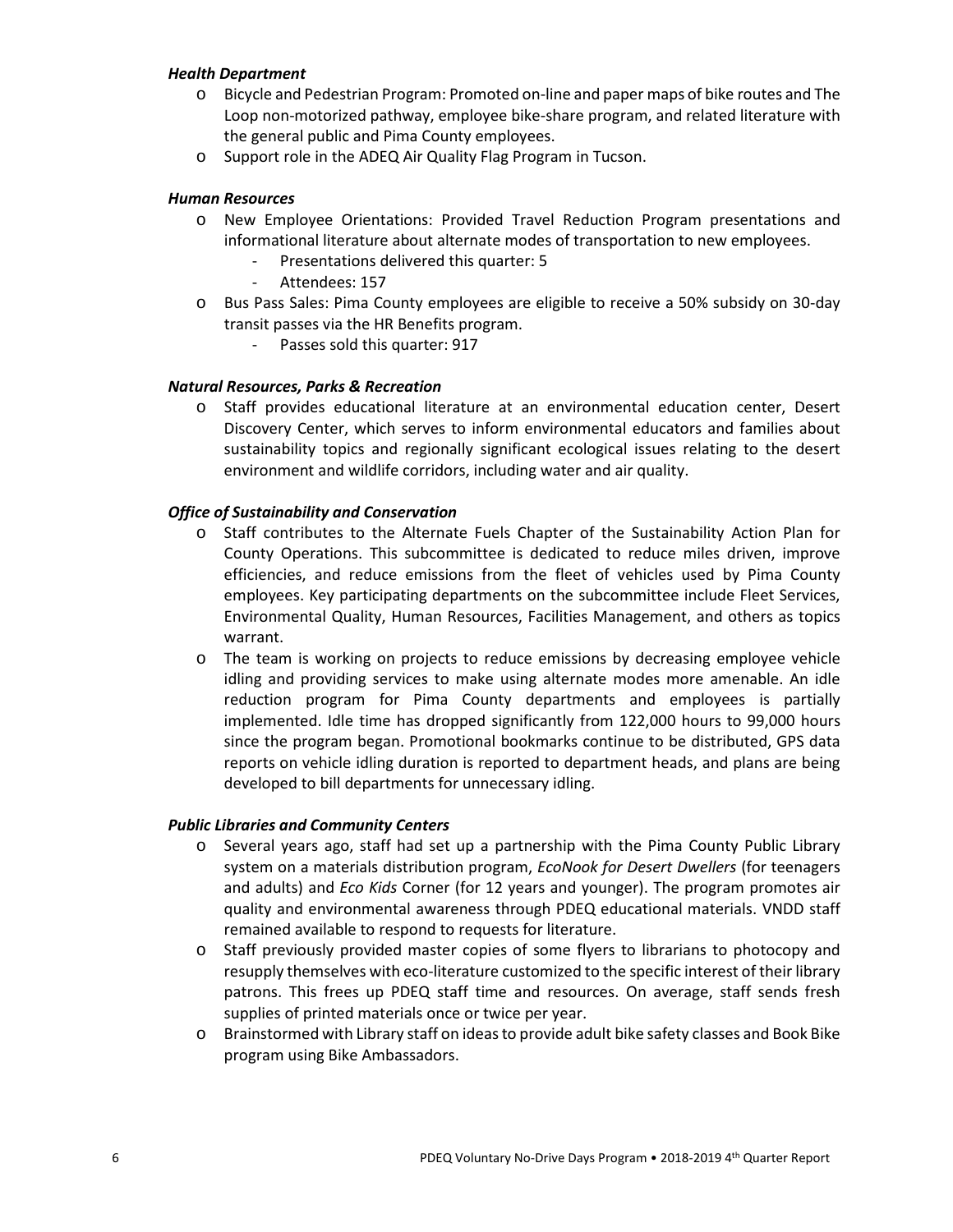***Health Department***

- Bicycle and Pedestrian Program: Promoted on-line and paper maps of bike routes and The Loop non-motorized pathway, employee bike-share program, and related literature with the general public and Pima County employees.
- Support role in the ADEQ Air Quality Flag Program in Tucson.

***Human Resources***

- New Employee Orientations: Provided Travel Reduction Program presentations and informational literature about alternate modes of transportation to new employees.
  - Presentations delivered this quarter: 5
  - Attendees: 157
- Bus Pass Sales: Pima County employees are eligible to receive a 50% subsidy on 30-day transit passes via the HR Benefits program.
  - Passes sold this quarter: 917

***Natural Resources, Parks & Recreation***

- Staff provides educational literature at an environmental education center, Desert Discovery Center, which serves to inform environmental educators and families about sustainability topics and regionally significant ecological issues relating to the desert environment and wildlife corridors, including water and air quality.

***Office of Sustainability and Conservation***

- Staff contributes to the Alternate Fuels Chapter of the Sustainability Action Plan for County Operations. This subcommittee is dedicated to reduce miles driven, improve efficiencies, and reduce emissions from the fleet of vehicles used by Pima County employees. Key participating departments on the subcommittee include Fleet Services, Environmental Quality, Human Resources, Facilities Management, and others as topics warrant.
- The team is working on projects to reduce emissions by decreasing employee vehicle idling and providing services to make using alternate modes more amenable. An idle reduction program for Pima County departments and employees is partially implemented. Idle time has dropped significantly from 122,000 hours to 99,000 hours since the program began. Promotional bookmarks continue to be distributed, GPS data reports on vehicle idling duration is reported to department heads, and plans are being developed to bill departments for unnecessary idling.

***Public Libraries and Community Centers***

- Several years ago, staff had set up a partnership with the Pima County Public Library system on a materials distribution program, *EcoNook for Desert Dwellers* (for teenagers and adults) and *Eco Kids* Corner (for 12 years and younger). The program promotes air quality and environmental awareness through PDEQ educational materials. VNDD staff remained available to respond to requests for literature.
- Staff previously provided master copies of some flyers to librarians to photocopy and resupply themselves with eco-literature customized to the specific interest of their library patrons. This frees up PDEQ staff time and resources. On average, staff sends fresh supplies of printed materials once or twice per year.
- Brainstormed with Library staff on ideas to provide adult bike safety classes and Book Bike program using Bike Ambassadors.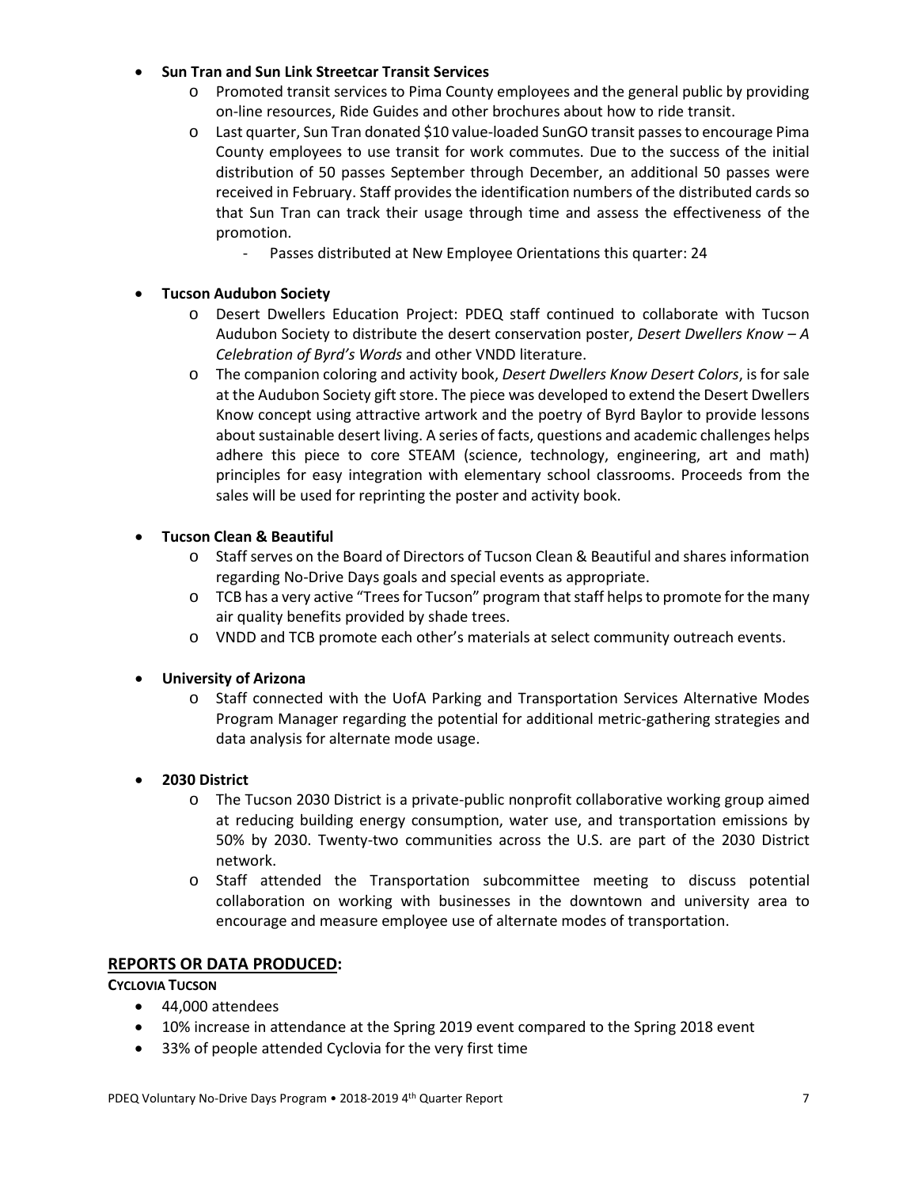- **Sun Tran and Sun Link Streetcar Transit Services**
  - Promoted transit services to Pima County employees and the general public by providing on-line resources, Ride Guides and other brochures about how to ride transit.
  - Last quarter, Sun Tran donated $10 value-loaded SunGO transit passes to encourage Pima County employees to use transit for work commutes. Due to the success of the initial distribution of 50 passes September through December, an additional 50 passes were received in February. Staff provides the identification numbers of the distributed cards so that Sun Tran can track their usage through time and assess the effectiveness of the promotion.
    - Passes distributed at New Employee Orientations this quarter: 24

- **Tucson Audubon Society**
  - Desert Dwellers Education Project: PDEQ staff continued to collaborate with Tucson Audubon Society to distribute the desert conservation poster, *Desert Dwellers Know – A Celebration of Byrd's Words* and other VNDD literature.
  - The companion coloring and activity book, *Desert Dwellers Know Desert Colors*, is for sale at the Audubon Society gift store. The piece was developed to extend the Desert Dwellers Know concept using attractive artwork and the poetry of Byrd Baylor to provide lessons about sustainable desert living. A series of facts, questions and academic challenges helps adhere this piece to core STEAM (science, technology, engineering, art and math) principles for easy integration with elementary school classrooms. Proceeds from the sales will be used for reprinting the poster and activity book.

- **Tucson Clean & Beautiful**
  - Staff serves on the Board of Directors of Tucson Clean & Beautiful and shares information regarding No-Drive Days goals and special events as appropriate.
  - TCB has a very active "Trees for Tucson" program that staff helps to promote for the many air quality benefits provided by shade trees.
  - VNDD and TCB promote each other's materials at select community outreach events.

- **University of Arizona**
  - Staff connected with the UofA Parking and Transportation Services Alternative Modes Program Manager regarding the potential for additional metric-gathering strategies and data analysis for alternate mode usage.

- **2030 District**
  - The Tucson 2030 District is a private-public nonprofit collaborative working group aimed at reducing building energy consumption, water use, and transportation emissions by 50% by 2030. Twenty-two communities across the U.S. are part of the 2030 District network.
  - Staff attended the Transportation subcommittee meeting to discuss potential collaboration on working with businesses in the downtown and university area to encourage and measure employee use of alternate modes of transportation.

## REPORTS OR DATA PRODUCED:

**CYCLOVIA TUCSON**

- 44,000 attendees
- 10% increase in attendance at the Spring 2019 event compared to the Spring 2018 event
- 33% of people attended Cyclovia for the very first time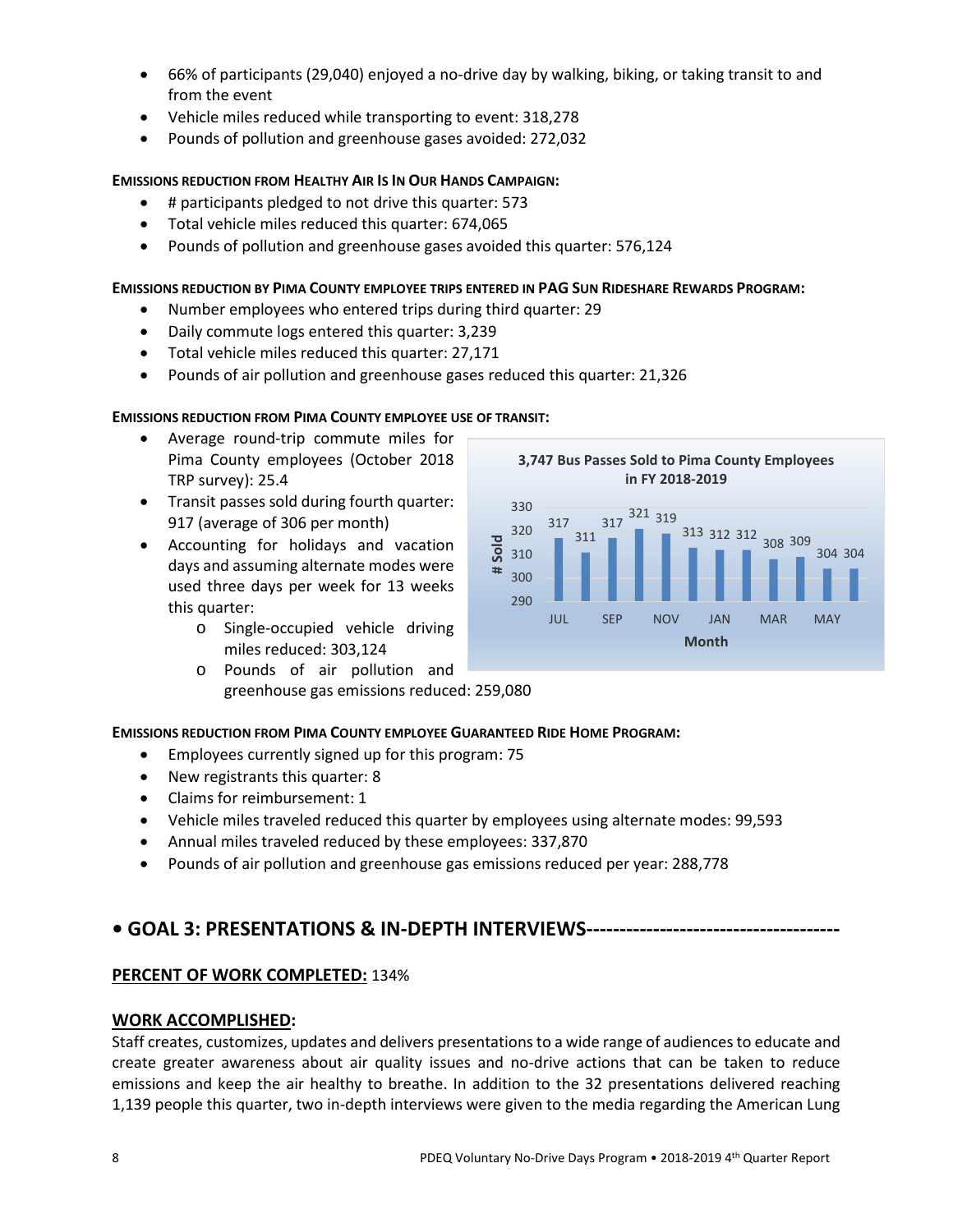- 66% of participants (29,040) enjoyed a no-drive day by walking, biking, or taking transit to and from the event
- Vehicle miles reduced while transporting to event: 318,278
- Pounds of pollution and greenhouse gases avoided: 272,032

**EMISSIONS REDUCTION FROM HEALTHY AIR IS IN OUR HANDS CAMPAIGN:**

- # participants pledged to not drive this quarter: 573
- Total vehicle miles reduced this quarter: 674,065
- Pounds of pollution and greenhouse gases avoided this quarter: 576,124

**EMISSIONS REDUCTION BY PIMA COUNTY EMPLOYEE TRIPS ENTERED IN PAG SUN RIDESHARE REWARDS PROGRAM:**

- Number employees who entered trips during third quarter: 29
- Daily commute logs entered this quarter: 3,239
- Total vehicle miles reduced this quarter: 27,171
- Pounds of air pollution and greenhouse gases reduced this quarter: 21,326

**EMISSIONS REDUCTION FROM PIMA COUNTY EMPLOYEE USE OF TRANSIT:**

- Average round-trip commute miles for Pima County employees (October 2018 TRP survey): 25.4
- Transit passes sold during fourth quarter: 917 (average of 306 per month)
- Accounting for holidays and vacation days and assuming alternate modes were used three days per week for 13 weeks this quarter:
  - Single-occupied vehicle driving miles reduced: 303,124
  - Pounds of air pollution and greenhouse gas emissions reduced: 259,080

**3,747 Bus Passes Sold to Pima County Employees in FY 2018-2019**

| Month | JUL | | SEP | | NOV | | JAN | | MAR | | MAY | |
|---|---|---|---|---|---|---|---|---|---|---|---|---|
| # Sold | 317 | 311 | 317 | 321 | 319 | 313 | 312 | 312 | 308 | 309 | 304 | 304 |

**EMISSIONS REDUCTION FROM PIMA COUNTY EMPLOYEE GUARANTEED RIDE HOME PROGRAM:**

- Employees currently signed up for this program: 75
- New registrants this quarter: 8
- Claims for reimbursement: 1
- Vehicle miles traveled reduced this quarter by employees using alternate modes: 99,593
- Annual miles traveled reduced by these employees: 337,870
- Pounds of air pollution and greenhouse gas emissions reduced per year: 288,778

## • GOAL 3: PRESENTATIONS & IN-DEPTH INTERVIEWS-------------------------------------

**PERCENT OF WORK COMPLETED:** 134%

**WORK ACCOMPLISHED:**

Staff creates, customizes, updates and delivers presentations to a wide range of audiences to educate and create greater awareness about air quality issues and no-drive actions that can be taken to reduce emissions and keep the air healthy to breathe. In addition to the 32 presentations delivered reaching 1,139 people this quarter, two in-depth interviews were given to the media regarding the American Lung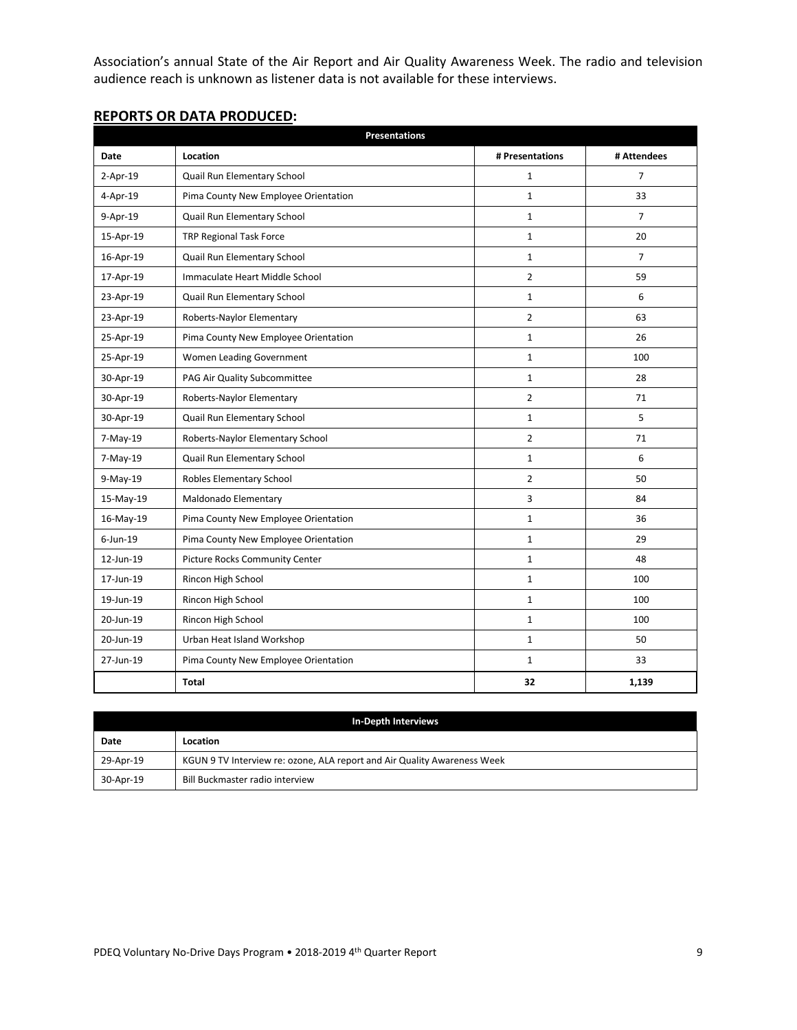Association's annual State of the Air Report and Air Quality Awareness Week. The radio and television audience reach is unknown as listener data is not available for these interviews.

## REPORTS OR DATA PRODUCED:

| Presentations | | | |
|---|---|---|---|
| **Date** | **Location** | **# Presentations** | **# Attendees** |
| 2-Apr-19 | Quail Run Elementary School | 1 | 7 |
| 4-Apr-19 | Pima County New Employee Orientation | 1 | 33 |
| 9-Apr-19 | Quail Run Elementary School | 1 | 7 |
| 15-Apr-19 | TRP Regional Task Force | 1 | 20 |
| 16-Apr-19 | Quail Run Elementary School | 1 | 7 |
| 17-Apr-19 | Immaculate Heart Middle School | 2 | 59 |
| 23-Apr-19 | Quail Run Elementary School | 1 | 6 |
| 23-Apr-19 | Roberts-Naylor Elementary | 2 | 63 |
| 25-Apr-19 | Pima County New Employee Orientation | 1 | 26 |
| 25-Apr-19 | Women Leading Government | 1 | 100 |
| 30-Apr-19 | PAG Air Quality Subcommittee | 1 | 28 |
| 30-Apr-19 | Roberts-Naylor Elementary | 2 | 71 |
| 30-Apr-19 | Quail Run Elementary School | 1 | 5 |
| 7-May-19 | Roberts-Naylor Elementary School | 2 | 71 |
| 7-May-19 | Quail Run Elementary School | 1 | 6 |
| 9-May-19 | Robles Elementary School | 2 | 50 |
| 15-May-19 | Maldonado Elementary | 3 | 84 |
| 16-May-19 | Pima County New Employee Orientation | 1 | 36 |
| 6-Jun-19 | Pima County New Employee Orientation | 1 | 29 |
| 12-Jun-19 | Picture Rocks Community Center | 1 | 48 |
| 17-Jun-19 | Rincon High School | 1 | 100 |
| 19-Jun-19 | Rincon High School | 1 | 100 |
| 20-Jun-19 | Rincon High School | 1 | 100 |
| 20-Jun-19 | Urban Heat Island Workshop | 1 | 50 |
| 27-Jun-19 | Pima County New Employee Orientation | 1 | 33 |
| | **Total** | **32** | **1,139** |

| In-Depth Interviews | |
|---|---|
| **Date** | **Location** |
| 29-Apr-19 | KGUN 9 TV Interview re: ozone, ALA report and Air Quality Awareness Week |
| 30-Apr-19 | Bill Buckmaster radio interview |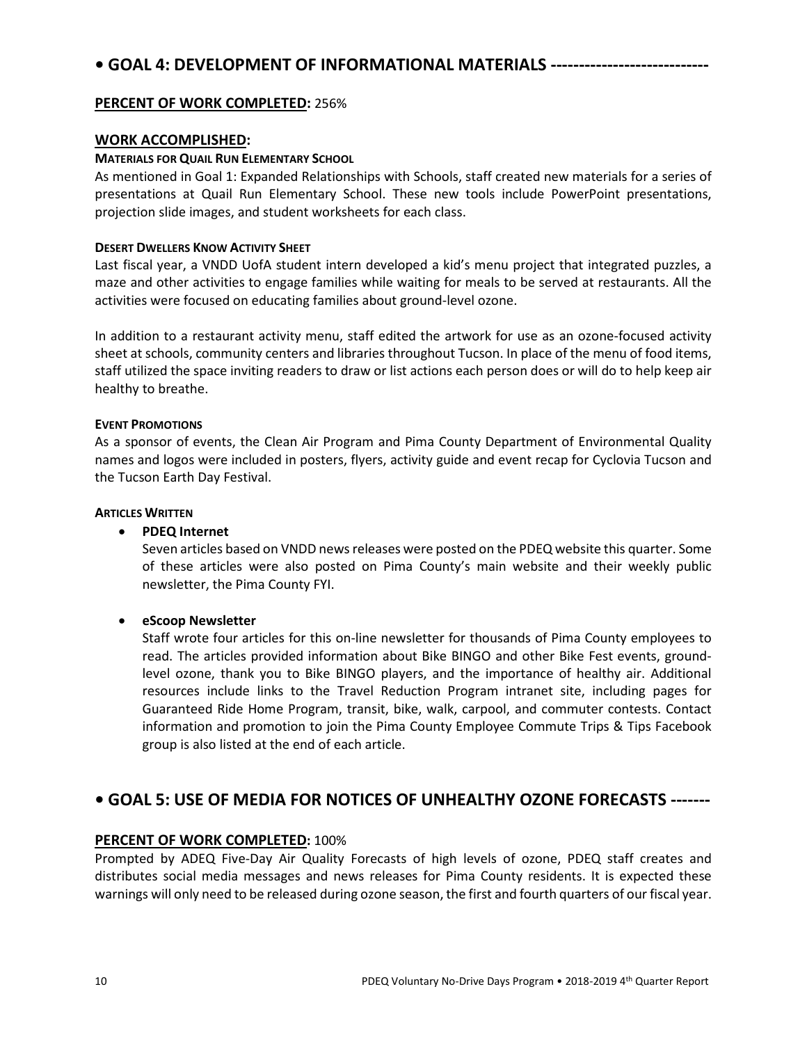## • GOAL 4: DEVELOPMENT OF INFORMATIONAL MATERIALS ---------------------------

**PERCENT OF WORK COMPLETED:** 256%

**WORK ACCOMPLISHED:**

**MATERIALS FOR QUAIL RUN ELEMENTARY SCHOOL**

As mentioned in Goal 1: Expanded Relationships with Schools, staff created new materials for a series of presentations at Quail Run Elementary School. These new tools include PowerPoint presentations, projection slide images, and student worksheets for each class.

**DESERT DWELLERS KNOW ACTIVITY SHEET**

Last fiscal year, a VNDD UofA student intern developed a kid's menu project that integrated puzzles, a maze and other activities to engage families while waiting for meals to be served at restaurants. All the activities were focused on educating families about ground-level ozone.

In addition to a restaurant activity menu, staff edited the artwork for use as an ozone-focused activity sheet at schools, community centers and libraries throughout Tucson. In place of the menu of food items, staff utilized the space inviting readers to draw or list actions each person does or will do to help keep air healthy to breathe.

**EVENT PROMOTIONS**

As a sponsor of events, the Clean Air Program and Pima County Department of Environmental Quality names and logos were included in posters, flyers, activity guide and event recap for Cyclovia Tucson and the Tucson Earth Day Festival.

**ARTICLES WRITTEN**

- **PDEQ Internet**
  Seven articles based on VNDD news releases were posted on the PDEQ website this quarter. Some of these articles were also posted on Pima County's main website and their weekly public newsletter, the Pima County FYI.

- **eScoop Newsletter**
  Staff wrote four articles for this on-line newsletter for thousands of Pima County employees to read. The articles provided information about Bike BINGO and other Bike Fest events, ground-level ozone, thank you to Bike BINGO players, and the importance of healthy air. Additional resources include links to the Travel Reduction Program intranet site, including pages for Guaranteed Ride Home Program, transit, bike, walk, carpool, and commuter contests. Contact information and promotion to join the Pima County Employee Commute Trips & Tips Facebook group is also listed at the end of each article.

## • GOAL 5: USE OF MEDIA FOR NOTICES OF UNHEALTHY OZONE FORECASTS -------

**PERCENT OF WORK COMPLETED:** 100%

Prompted by ADEQ Five-Day Air Quality Forecasts of high levels of ozone, PDEQ staff creates and distributes social media messages and news releases for Pima County residents. It is expected these warnings will only need to be released during ozone season, the first and fourth quarters of our fiscal year.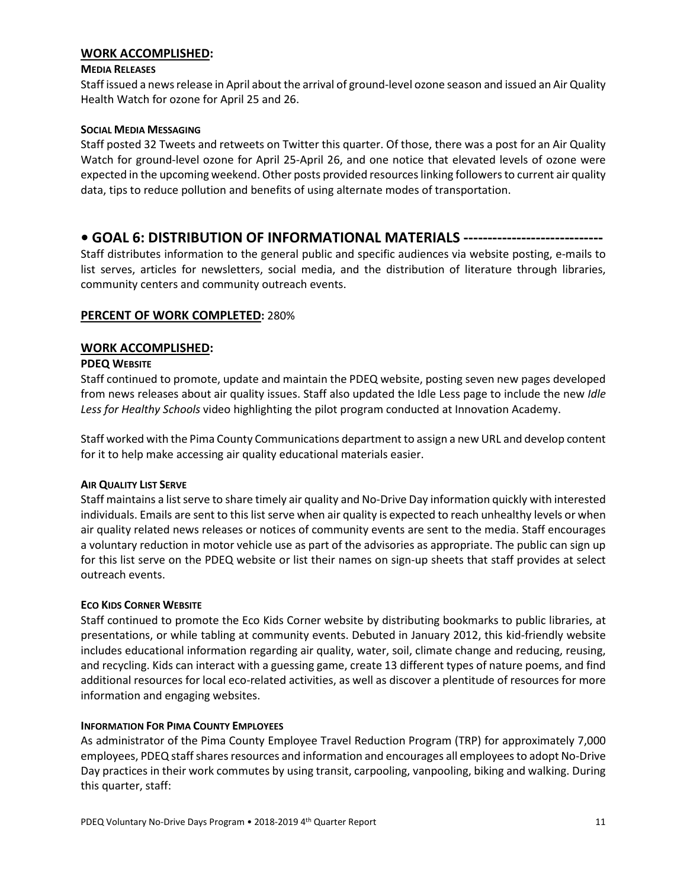## WORK ACCOMPLISHED:

#### MEDIA RELEASES

Staff issued a news release in April about the arrival of ground-level ozone season and issued an Air Quality Health Watch for ozone for April 25 and 26.

#### SOCIAL MEDIA MESSAGING

Staff posted 32 Tweets and retweets on Twitter this quarter. Of those, there was a post for an Air Quality Watch for ground-level ozone for April 25-April 26, and one notice that elevated levels of ozone were expected in the upcoming weekend. Other posts provided resources linking followers to current air quality data, tips to reduce pollution and benefits of using alternate modes of transportation.

# • GOAL 6: DISTRIBUTION OF INFORMATIONAL MATERIALS ----------------------------

Staff distributes information to the general public and specific audiences via website posting, e-mails to list serves, articles for newsletters, social media, and the distribution of literature through libraries, community centers and community outreach events.

## PERCENT OF WORK COMPLETED: 280%

## WORK ACCOMPLISHED:

#### PDEQ WEBSITE

Staff continued to promote, update and maintain the PDEQ website, posting seven new pages developed from news releases about air quality issues. Staff also updated the Idle Less page to include the new *Idle Less for Healthy Schools* video highlighting the pilot program conducted at Innovation Academy.

Staff worked with the Pima County Communications department to assign a new URL and develop content for it to help make accessing air quality educational materials easier.

#### AIR QUALITY LIST SERVE

Staff maintains a list serve to share timely air quality and No-Drive Day information quickly with interested individuals. Emails are sent to this list serve when air quality is expected to reach unhealthy levels or when air quality related news releases or notices of community events are sent to the media. Staff encourages a voluntary reduction in motor vehicle use as part of the advisories as appropriate. The public can sign up for this list serve on the PDEQ website or list their names on sign-up sheets that staff provides at select outreach events.

#### ECO KIDS CORNER WEBSITE

Staff continued to promote the Eco Kids Corner website by distributing bookmarks to public libraries, at presentations, or while tabling at community events. Debuted in January 2012, this kid-friendly website includes educational information regarding air quality, water, soil, climate change and reducing, reusing, and recycling. Kids can interact with a guessing game, create 13 different types of nature poems, and find additional resources for local eco-related activities, as well as discover a plentitude of resources for more information and engaging websites.

#### INFORMATION FOR PIMA COUNTY EMPLOYEES

As administrator of the Pima County Employee Travel Reduction Program (TRP) for approximately 7,000 employees, PDEQ staff shares resources and information and encourages all employees to adopt No-Drive Day practices in their work commutes by using transit, carpooling, vanpooling, biking and walking. During this quarter, staff: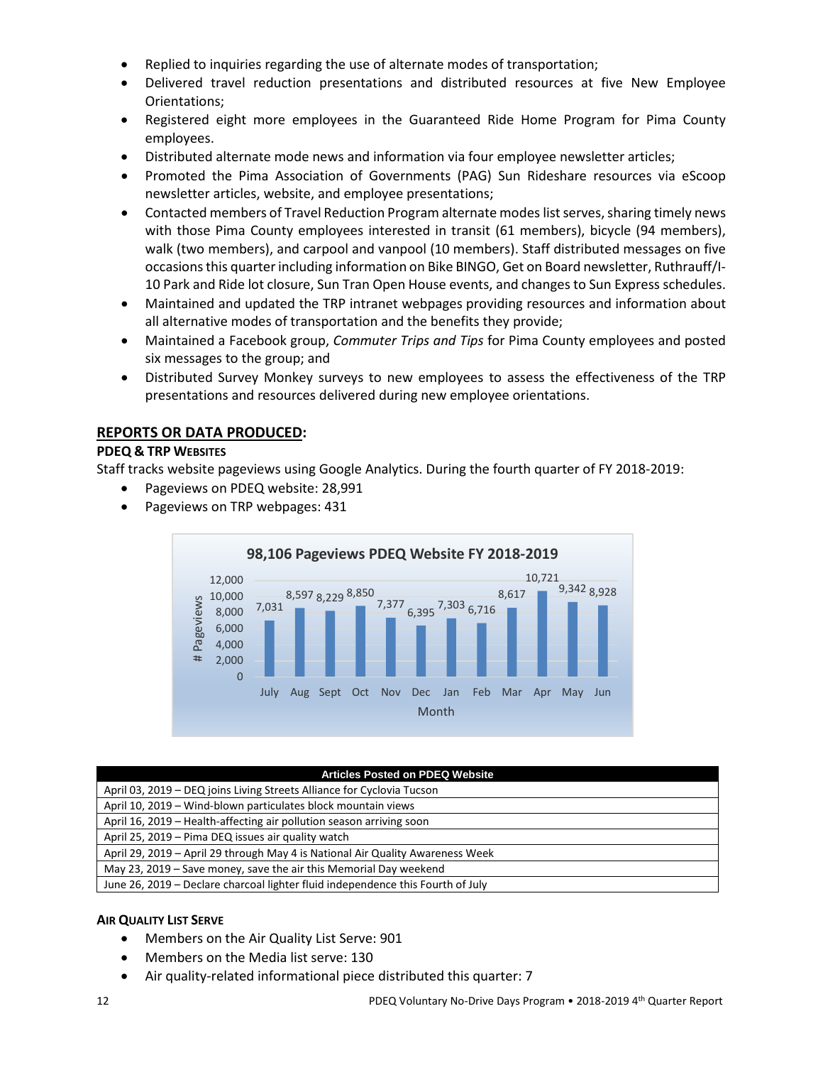- Replied to inquiries regarding the use of alternate modes of transportation;
- Delivered travel reduction presentations and distributed resources at five New Employee Orientations;
- Registered eight more employees in the Guaranteed Ride Home Program for Pima County employees.
- Distributed alternate mode news and information via four employee newsletter articles;
- Promoted the Pima Association of Governments (PAG) Sun Rideshare resources via eScoop newsletter articles, website, and employee presentations;
- Contacted members of Travel Reduction Program alternate modes list serves, sharing timely news with those Pima County employees interested in transit (61 members), bicycle (94 members), walk (two members), and carpool and vanpool (10 members). Staff distributed messages on five occasions this quarter including information on Bike BINGO, Get on Board newsletter, Ruthrauff/I-10 Park and Ride lot closure, Sun Tran Open House events, and changes to Sun Express schedules.
- Maintained and updated the TRP intranet webpages providing resources and information about all alternative modes of transportation and the benefits they provide;
- Maintained a Facebook group, *Commuter Trips and Tips* for Pima County employees and posted six messages to the group; and
- Distributed Survey Monkey surveys to new employees to assess the effectiveness of the TRP presentations and resources delivered during new employee orientations.

## REPORTS OR DATA PRODUCED:

### PDEQ & TRP WEBSITES

Staff tracks website pageviews using Google Analytics. During the fourth quarter of FY 2018-2019:

- Pageviews on PDEQ website: 28,991
- Pageviews on TRP webpages: 431

**98,106 Pageviews PDEQ Website FY 2018-2019**

| Month | # Pageviews |
|---|---|
| July | 7,031 |
| Aug | 8,597 |
| Sept | 8,229 |
| Oct | 8,850 |
| Nov | 7,377 |
| Dec | 6,395 |
| Jan | 7,303 |
| Feb | 6,716 |
| Mar | 8,617 |
| Apr | 10,721 |
| May | 9,342 |
| Jun | 8,928 |

| Articles Posted on PDEQ Website |
|---|
| April 03, 2019 – DEQ joins Living Streets Alliance for Cyclovia Tucson |
| April 10, 2019 – Wind-blown particulates block mountain views |
| April 16, 2019 – Health-affecting air pollution season arriving soon |
| April 25, 2019 – Pima DEQ issues air quality watch |
| April 29, 2019 – April 29 through May 4 is National Air Quality Awareness Week |
| May 23, 2019 – Save money, save the air this Memorial Day weekend |
| June 26, 2019 – Declare charcoal lighter fluid independence this Fourth of July |

### AIR QUALITY LIST SERVE

- Members on the Air Quality List Serve: 901
- Members on the Media list serve: 130
- Air quality-related informational piece distributed this quarter: 7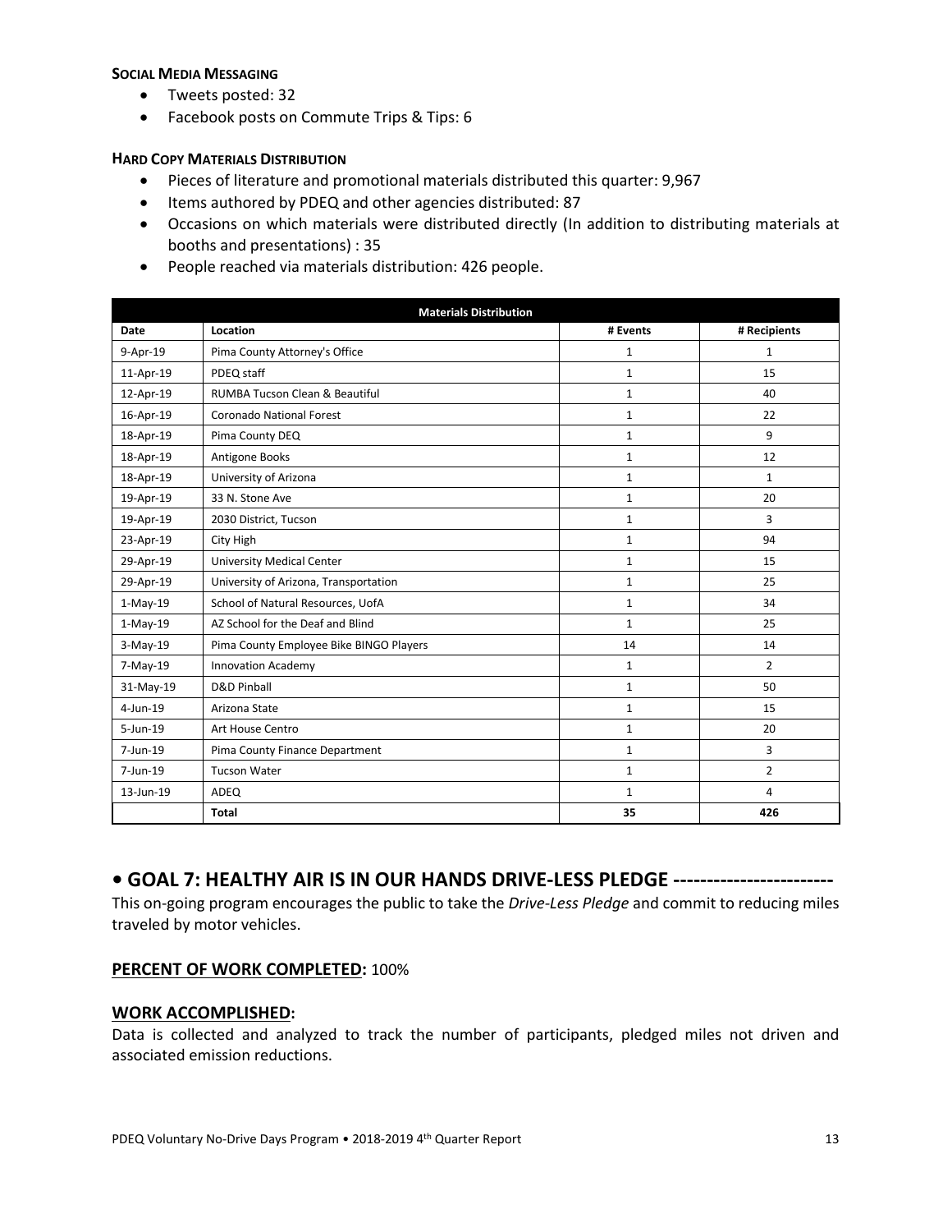**Social Media Messaging**

- Tweets posted: 32
- Facebook posts on Commute Trips & Tips: 6

**Hard Copy Materials Distribution**

- Pieces of literature and promotional materials distributed this quarter: 9,967
- Items authored by PDEQ and other agencies distributed: 87
- Occasions on which materials were distributed directly (In addition to distributing materials at booths and presentations) : 35
- People reached via materials distribution: 426 people.

| Materials Distribution | | | |
|---|---|---|---|
| **Date** | **Location** | **# Events** | **# Recipients** |
| 9-Apr-19 | Pima County Attorney's Office | 1 | 1 |
| 11-Apr-19 | PDEQ staff | 1 | 15 |
| 12-Apr-19 | RUMBA Tucson Clean & Beautiful | 1 | 40 |
| 16-Apr-19 | Coronado National Forest | 1 | 22 |
| 18-Apr-19 | Pima County DEQ | 1 | 9 |
| 18-Apr-19 | Antigone Books | 1 | 12 |
| 18-Apr-19 | University of Arizona | 1 | 1 |
| 19-Apr-19 | 33 N. Stone Ave | 1 | 20 |
| 19-Apr-19 | 2030 District, Tucson | 1 | 3 |
| 23-Apr-19 | City High | 1 | 94 |
| 29-Apr-19 | University Medical Center | 1 | 15 |
| 29-Apr-19 | University of Arizona, Transportation | 1 | 25 |
| 1-May-19 | School of Natural Resources, UofA | 1 | 34 |
| 1-May-19 | AZ School for the Deaf and Blind | 1 | 25 |
| 3-May-19 | Pima County Employee Bike BINGO Players | 14 | 14 |
| 7-May-19 | Innovation Academy | 1 | 2 |
| 31-May-19 | D&D Pinball | 1 | 50 |
| 4-Jun-19 | Arizona State | 1 | 15 |
| 5-Jun-19 | Art House Centro | 1 | 20 |
| 7-Jun-19 | Pima County Finance Department | 1 | 3 |
| 7-Jun-19 | Tucson Water | 1 | 2 |
| 13-Jun-19 | ADEQ | 1 | 4 |
| | **Total** | **35** | **426** |

## • GOAL 7: HEALTHY AIR IS IN OUR HANDS DRIVE-LESS PLEDGE -----------------------

This on-going program encourages the public to take the *Drive-Less Pledge* and commit to reducing miles traveled by motor vehicles.

### PERCENT OF WORK COMPLETED: 100%

### WORK ACCOMPLISHED:

Data is collected and analyzed to track the number of participants, pledged miles not driven and associated emission reductions.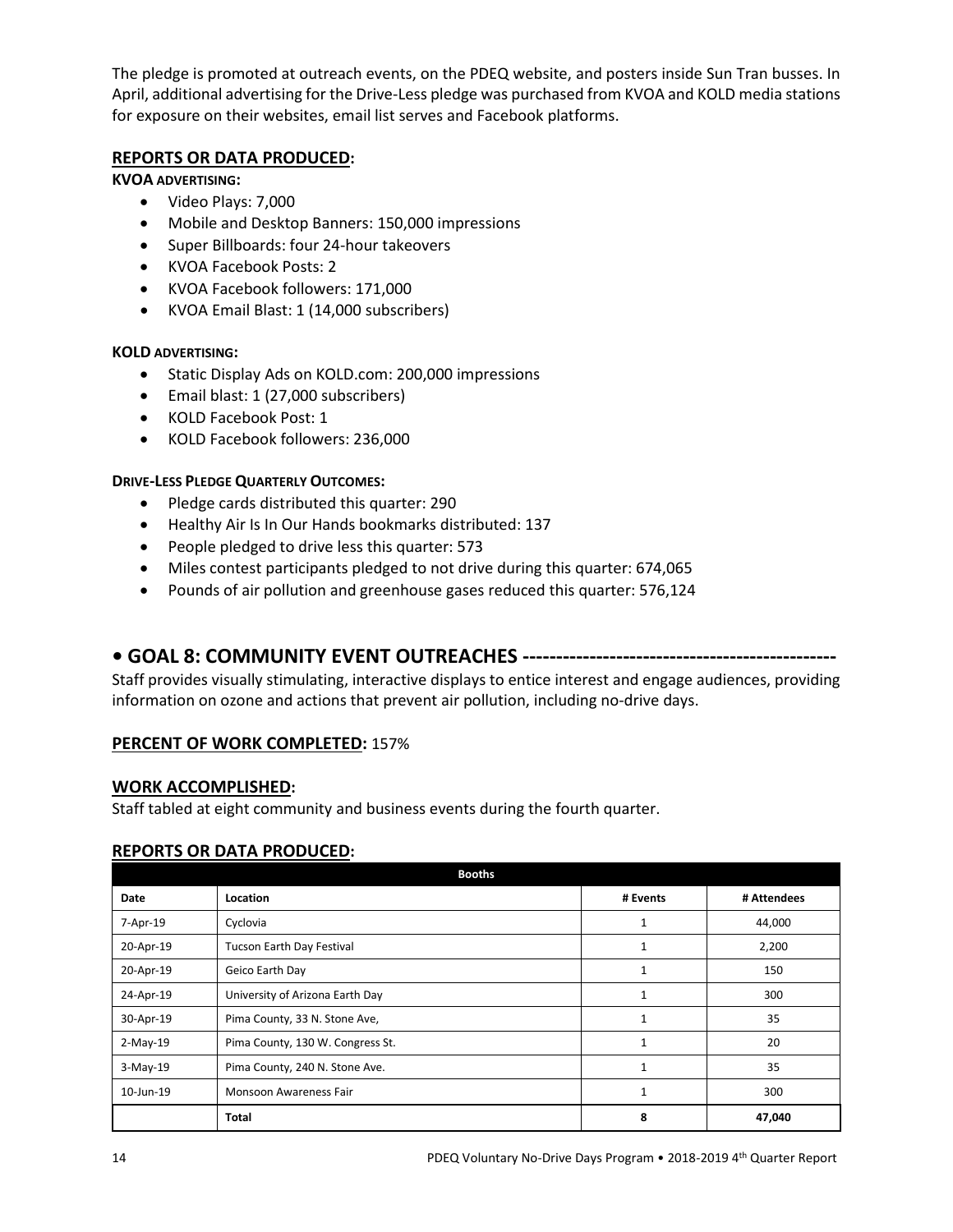The pledge is promoted at outreach events, on the PDEQ website, and posters inside Sun Tran busses. In April, additional advertising for the Drive-Less pledge was purchased from KVOA and KOLD media stations for exposure on their websites, email list serves and Facebook platforms.

### REPORTS OR DATA PRODUCED:

**KVOA ADVERTISING:**

- Video Plays: 7,000
- Mobile and Desktop Banners: 150,000 impressions
- Super Billboards: four 24-hour takeovers
- KVOA Facebook Posts: 2
- KVOA Facebook followers: 171,000
- KVOA Email Blast: 1 (14,000 subscribers)

**KOLD ADVERTISING:**

- Static Display Ads on KOLD.com: 200,000 impressions
- Email blast: 1 (27,000 subscribers)
- KOLD Facebook Post: 1
- KOLD Facebook followers: 236,000

**DRIVE-LESS PLEDGE QUARTERLY OUTCOMES:**

- Pledge cards distributed this quarter: 290
- Healthy Air Is In Our Hands bookmarks distributed: 137
- People pledged to drive less this quarter: 573
- Miles contest participants pledged to not drive during this quarter: 674,065
- Pounds of air pollution and greenhouse gases reduced this quarter: 576,124

## • GOAL 8: COMMUNITY EVENT OUTREACHES ----------------------------------------------

Staff provides visually stimulating, interactive displays to entice interest and engage audiences, providing information on ozone and actions that prevent air pollution, including no-drive days.

### PERCENT OF WORK COMPLETED: 157%

### WORK ACCOMPLISHED:

Staff tabled at eight community and business events during the fourth quarter.

### REPORTS OR DATA PRODUCED:

| Booths | | | |
|---|---|---|---|
| **Date** | **Location** | **# Events** | **# Attendees** |
| 7-Apr-19 | Cyclovia | 1 | 44,000 |
| 20-Apr-19 | Tucson Earth Day Festival | 1 | 2,200 |
| 20-Apr-19 | Geico Earth Day | 1 | 150 |
| 24-Apr-19 | University of Arizona Earth Day | 1 | 300 |
| 30-Apr-19 | Pima County, 33 N. Stone Ave, | 1 | 35 |
| 2-May-19 | Pima County, 130 W. Congress St. | 1 | 20 |
| 3-May-19 | Pima County, 240 N. Stone Ave. | 1 | 35 |
| 10-Jun-19 | Monsoon Awareness Fair | 1 | 300 |
| | **Total** | **8** | **47,040** |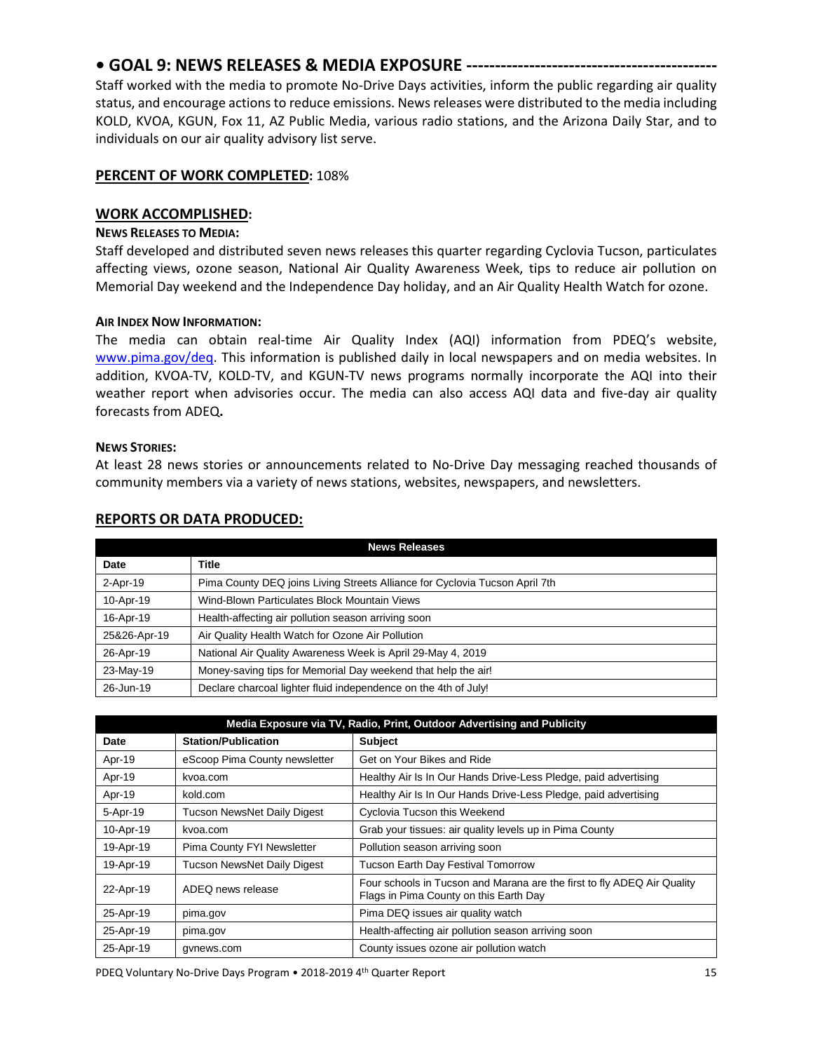## • GOAL 9: NEWS RELEASES & MEDIA EXPOSURE ------------------------------------------

Staff worked with the media to promote No-Drive Days activities, inform the public regarding air quality status, and encourage actions to reduce emissions. News releases were distributed to the media including KOLD, KVOA, KGUN, Fox 11, AZ Public Media, various radio stations, and the Arizona Daily Star, and to individuals on our air quality advisory list serve.

**PERCENT OF WORK COMPLETED:** 108%

### WORK ACCOMPLISHED:

**NEWS RELEASES TO MEDIA:**

Staff developed and distributed seven news releases this quarter regarding Cyclovia Tucson, particulates affecting views, ozone season, National Air Quality Awareness Week, tips to reduce air pollution on Memorial Day weekend and the Independence Day holiday, and an Air Quality Health Watch for ozone.

**AIR INDEX NOW INFORMATION:**

The media can obtain real-time Air Quality Index (AQI) information from PDEQ's website, www.pima.gov/deq. This information is published daily in local newspapers and on media websites. In addition, KVOA-TV, KOLD-TV, and KGUN-TV news programs normally incorporate the AQI into their weather report when advisories occur. The media can also access AQI data and five-day air quality forecasts from ADEQ**.**

**NEWS STORIES:**

At least 28 news stories or announcements related to No-Drive Day messaging reached thousands of community members via a variety of news stations, websites, newspapers, and newsletters.

### REPORTS OR DATA PRODUCED:

| News Releases | |
|---|---|
| **Date** | **Title** |
| 2-Apr-19 | Pima County DEQ joins Living Streets Alliance for Cyclovia Tucson April 7th |
| 10-Apr-19 | Wind-Blown Particulates Block Mountain Views |
| 16-Apr-19 | Health-affecting air pollution season arriving soon |
| 25&26-Apr-19 | Air Quality Health Watch for Ozone Air Pollution |
| 26-Apr-19 | National Air Quality Awareness Week is April 29-May 4, 2019 |
| 23-May-19 | Money-saving tips for Memorial Day weekend that help the air! |
| 26-Jun-19 | Declare charcoal lighter fluid independence on the 4th of July! |

| Media Exposure via TV, Radio, Print, Outdoor Advertising and Publicity | | |
|---|---|---|
| **Date** | **Station/Publication** | **Subject** |
| Apr-19 | eScoop Pima County newsletter | Get on Your Bikes and Ride |
| Apr-19 | kvoa.com | Healthy Air Is In Our Hands Drive-Less Pledge, paid advertising |
| Apr-19 | kold.com | Healthy Air Is In Our Hands Drive-Less Pledge, paid advertising |
| 5-Apr-19 | Tucson NewsNet Daily Digest | Cyclovia Tucson this Weekend |
| 10-Apr-19 | kvoa.com | Grab your tissues: air quality levels up in Pima County |
| 19-Apr-19 | Pima County FYI Newsletter | Pollution season arriving soon |
| 19-Apr-19 | Tucson NewsNet Daily Digest | Tucson Earth Day Festival Tomorrow |
| 22-Apr-19 | ADEQ news release | Four schools in Tucson and Marana are the first to fly ADEQ Air Quality Flags in Pima County on this Earth Day |
| 25-Apr-19 | pima.gov | Pima DEQ issues air quality watch |
| 25-Apr-19 | pima.gov | Health-affecting air pollution season arriving soon |
| 25-Apr-19 | gvnews.com | County issues ozone air pollution watch |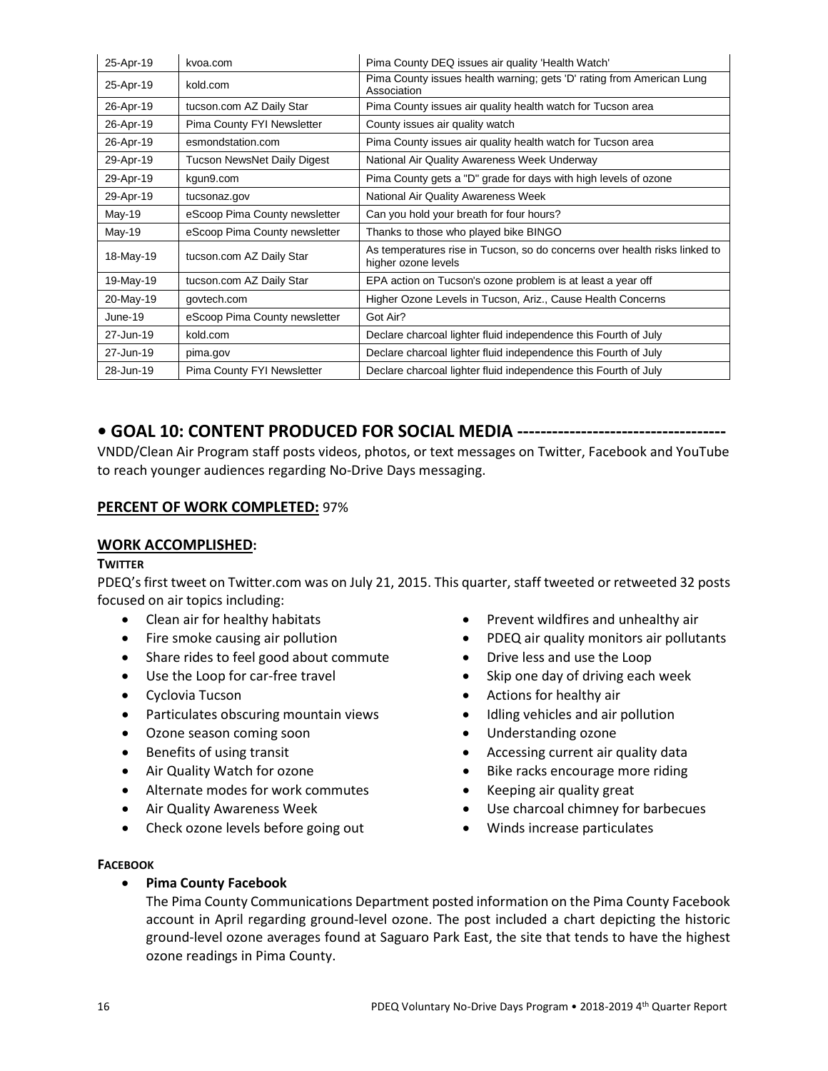| 25-Apr-19 | kvoa.com | Pima County DEQ issues air quality 'Health Watch' |
|---|---|---|
| 25-Apr-19 | kold.com | Pima County issues health warning; gets 'D' rating from American Lung Association |
| 26-Apr-19 | tucson.com AZ Daily Star | Pima County issues air quality health watch for Tucson area |
| 26-Apr-19 | Pima County FYI Newsletter | County issues air quality watch |
| 26-Apr-19 | esmondstation.com | Pima County issues air quality health watch for Tucson area |
| 29-Apr-19 | Tucson NewsNet Daily Digest | National Air Quality Awareness Week Underway |
| 29-Apr-19 | kgun9.com | Pima County gets a "D" grade for days with high levels of ozone |
| 29-Apr-19 | tucsonaz.gov | National Air Quality Awareness Week |
| May-19 | eScoop Pima County newsletter | Can you hold your breath for four hours? |
| May-19 | eScoop Pima County newsletter | Thanks to those who played bike BINGO |
| 18-May-19 | tucson.com AZ Daily Star | As temperatures rise in Tucson, so do concerns over health risks linked to higher ozone levels |
| 19-May-19 | tucson.com AZ Daily Star | EPA action on Tucson's ozone problem is at least a year off |
| 20-May-19 | govtech.com | Higher Ozone Levels in Tucson, Ariz., Cause Health Concerns |
| June-19 | eScoop Pima County newsletter | Got Air? |
| 27-Jun-19 | kold.com | Declare charcoal lighter fluid independence this Fourth of July |
| 27-Jun-19 | pima.gov | Declare charcoal lighter fluid independence this Fourth of July |
| 28-Jun-19 | Pima County FYI Newsletter | Declare charcoal lighter fluid independence this Fourth of July |

## • GOAL 10: CONTENT PRODUCED FOR SOCIAL MEDIA -----------------------------------

VNDD/Clean Air Program staff posts videos, photos, or text messages on Twitter, Facebook and YouTube to reach younger audiences regarding No-Drive Days messaging.

**PERCENT OF WORK COMPLETED:** 97%

**WORK ACCOMPLISHED:**

**TWITTER**

PDEQ's first tweet on Twitter.com was on July 21, 2015. This quarter, staff tweeted or retweeted 32 posts focused on air topics including:

- Clean air for healthy habitats
- Fire smoke causing air pollution
- Share rides to feel good about commute
- Use the Loop for car-free travel
- Cyclovia Tucson
- Particulates obscuring mountain views
- Ozone season coming soon
- Benefits of using transit
- Air Quality Watch for ozone
- Alternate modes for work commutes
- Air Quality Awareness Week
- Check ozone levels before going out
- Prevent wildfires and unhealthy air
- PDEQ air quality monitors air pollutants
- Drive less and use the Loop
- Skip one day of driving each week
- Actions for healthy air
- Idling vehicles and air pollution
- Understanding ozone
- Accessing current air quality data
- Bike racks encourage more riding
- Keeping air quality great
- Use charcoal chimney for barbecues
- Winds increase particulates

**FACEBOOK**

- **Pima County Facebook**

  The Pima County Communications Department posted information on the Pima County Facebook account in April regarding ground-level ozone. The post included a chart depicting the historic ground-level ozone averages found at Saguaro Park East, the site that tends to have the highest ozone readings in Pima County.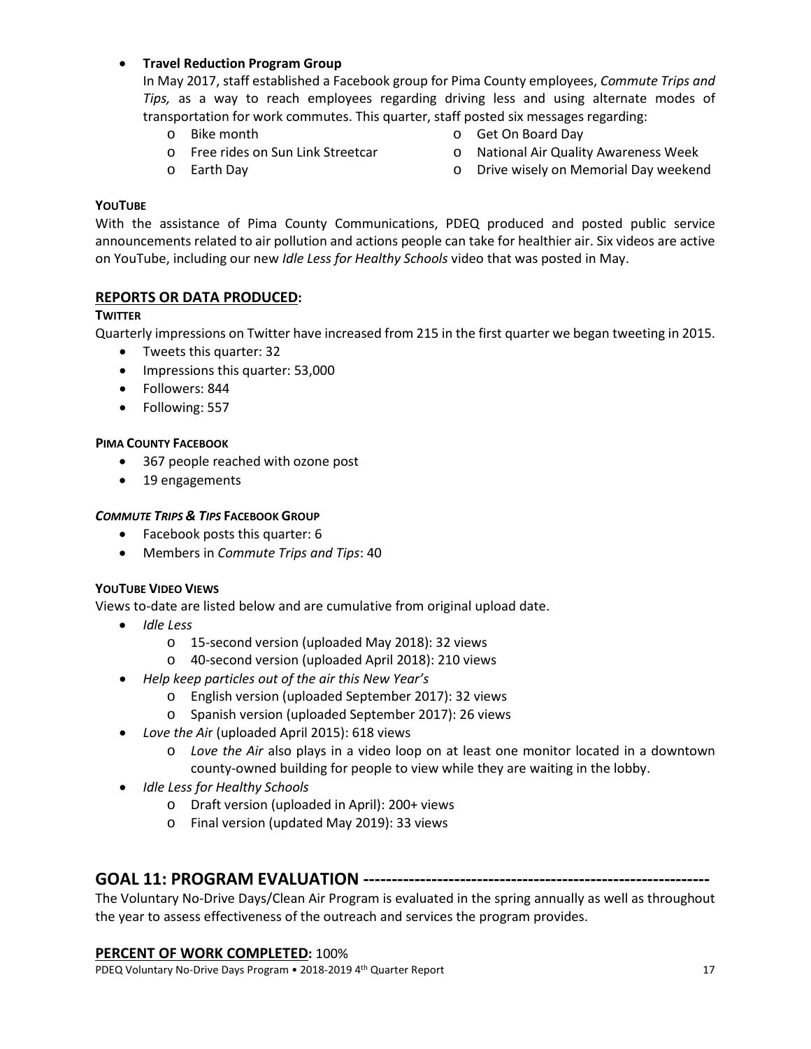- **Travel Reduction Program Group**

  In May 2017, staff established a Facebook group for Pima County employees, *Commute Trips and Tips,* as a way to reach employees regarding driving less and using alternate modes of transportation for work commutes. This quarter, staff posted six messages regarding:
  - Bike month
  - Free rides on Sun Link Streetcar
  - Earth Day
  - Get On Board Day
  - National Air Quality Awareness Week
  - Drive wisely on Memorial Day weekend

**YOUTUBE**

With the assistance of Pima County Communications, PDEQ produced and posted public service announcements related to air pollution and actions people can take for healthier air. Six videos are active on YouTube, including our new *Idle Less for Healthy Schools* video that was posted in May.

## REPORTS OR DATA PRODUCED:

**TWITTER**

Quarterly impressions on Twitter have increased from 215 in the first quarter we began tweeting in 2015.

- Tweets this quarter: 32
- Impressions this quarter: 53,000
- Followers: 844
- Following: 557

**PIMA COUNTY FACEBOOK**

- 367 people reached with ozone post
- 19 engagements

***COMMUTE TRIPS & TIPS* FACEBOOK GROUP**

- Facebook posts this quarter: 6
- Members in *Commute Trips and Tips*: 40

**YOUTUBE VIDEO VIEWS**

Views to-date are listed below and are cumulative from original upload date.

- *Idle Less*
  - 15-second version (uploaded May 2018): 32 views
  - 40-second version (uploaded April 2018): 210 views
- *Help keep particles out of the air this New Year's*
  - English version (uploaded September 2017): 32 views
  - Spanish version (uploaded September 2017): 26 views
- *Love the Air* (uploaded April 2015): 618 views
  - *Love the Air* also plays in a video loop on at least one monitor located in a downtown county-owned building for people to view while they are waiting in the lobby.
- *Idle Less for Healthy Schools*
  - Draft version (uploaded in April): 200+ views
  - Final version (updated May 2019): 33 views

# GOAL 11: PROGRAM EVALUATION ------------------------------------------------------------

The Voluntary No-Drive Days/Clean Air Program is evaluated in the spring annually as well as throughout the year to assess effectiveness of the outreach and services the program provides.

## PERCENT OF WORK COMPLETED: 100%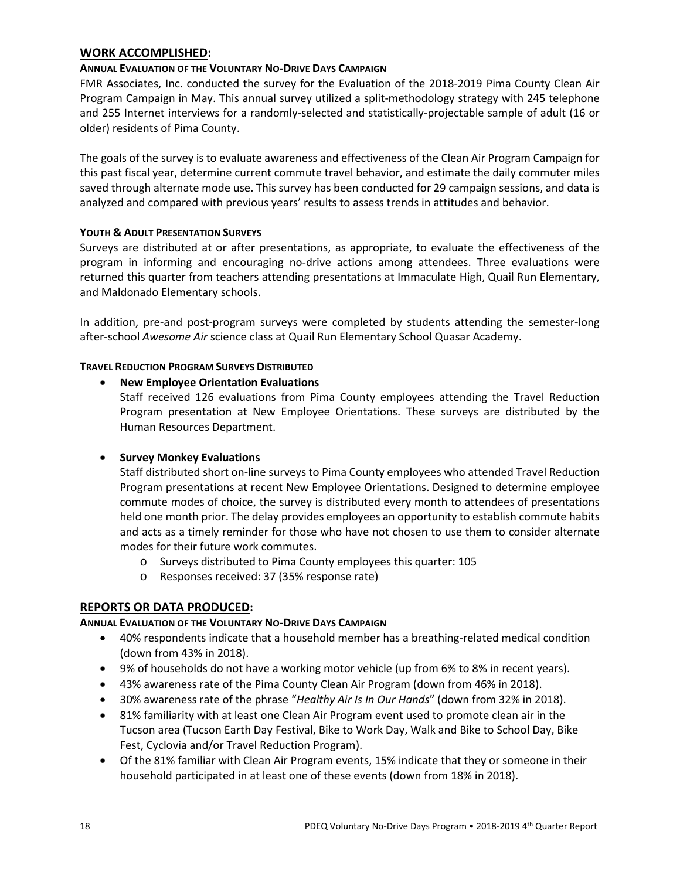## WORK ACCOMPLISHED:

#### ANNUAL EVALUATION OF THE VOLUNTARY NO-DRIVE DAYS CAMPAIGN

FMR Associates, Inc. conducted the survey for the Evaluation of the 2018-2019 Pima County Clean Air Program Campaign in May. This annual survey utilized a split-methodology strategy with 245 telephone and 255 Internet interviews for a randomly-selected and statistically-projectable sample of adult (16 or older) residents of Pima County.

The goals of the survey is to evaluate awareness and effectiveness of the Clean Air Program Campaign for this past fiscal year, determine current commute travel behavior, and estimate the daily commuter miles saved through alternate mode use. This survey has been conducted for 29 campaign sessions, and data is analyzed and compared with previous years' results to assess trends in attitudes and behavior.

#### YOUTH & ADULT PRESENTATION SURVEYS

Surveys are distributed at or after presentations, as appropriate, to evaluate the effectiveness of the program in informing and encouraging no-drive actions among attendees. Three evaluations were returned this quarter from teachers attending presentations at Immaculate High, Quail Run Elementary, and Maldonado Elementary schools.

In addition, pre-and post-program surveys were completed by students attending the semester-long after-school *Awesome Air* science class at Quail Run Elementary School Quasar Academy.

#### TRAVEL REDUCTION PROGRAM SURVEYS DISTRIBUTED

- **New Employee Orientation Evaluations**
  Staff received 126 evaluations from Pima County employees attending the Travel Reduction Program presentation at New Employee Orientations. These surveys are distributed by the Human Resources Department.

- **Survey Monkey Evaluations**
  Staff distributed short on-line surveys to Pima County employees who attended Travel Reduction Program presentations at recent New Employee Orientations. Designed to determine employee commute modes of choice, the survey is distributed every month to attendees of presentations held one month prior. The delay provides employees an opportunity to establish commute habits and acts as a timely reminder for those who have not chosen to use them to consider alternate modes for their future work commutes.
  - Surveys distributed to Pima County employees this quarter: 105
  - Responses received: 37 (35% response rate)

## REPORTS OR DATA PRODUCED:

#### ANNUAL EVALUATION OF THE VOLUNTARY NO-DRIVE DAYS CAMPAIGN

- 40% respondents indicate that a household member has a breathing-related medical condition (down from 43% in 2018).
- 9% of households do not have a working motor vehicle (up from 6% to 8% in recent years).
- 43% awareness rate of the Pima County Clean Air Program (down from 46% in 2018).
- 30% awareness rate of the phrase "*Healthy Air Is In Our Hands*" (down from 32% in 2018).
- 81% familiarity with at least one Clean Air Program event used to promote clean air in the Tucson area (Tucson Earth Day Festival, Bike to Work Day, Walk and Bike to School Day, Bike Fest, Cyclovia and/or Travel Reduction Program).
- Of the 81% familiar with Clean Air Program events, 15% indicate that they or someone in their household participated in at least one of these events (down from 18% in 2018).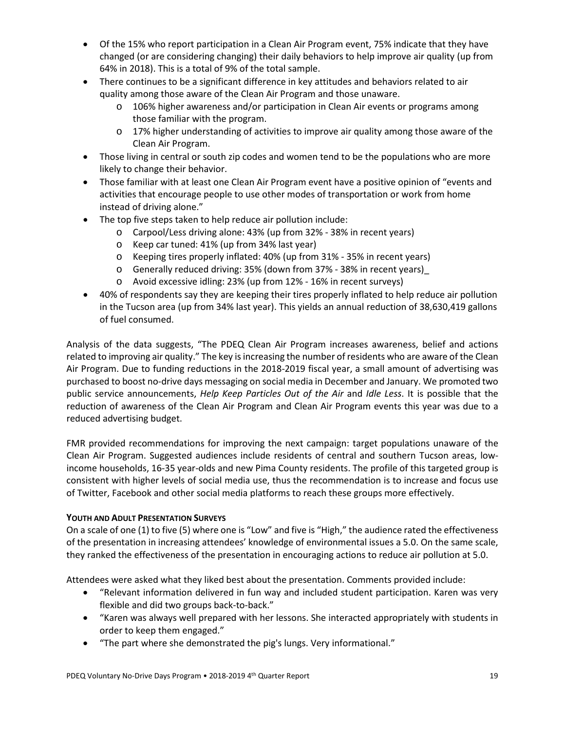- Of the 15% who report participation in a Clean Air Program event, 75% indicate that they have changed (or are considering changing) their daily behaviors to help improve air quality (up from 64% in 2018). This is a total of 9% of the total sample.
- There continues to be a significant difference in key attitudes and behaviors related to air quality among those aware of the Clean Air Program and those unaware.
  - 106% higher awareness and/or participation in Clean Air events or programs among those familiar with the program.
  - 17% higher understanding of activities to improve air quality among those aware of the Clean Air Program.
- Those living in central or south zip codes and women tend to be the populations who are more likely to change their behavior.
- Those familiar with at least one Clean Air Program event have a positive opinion of "events and activities that encourage people to use other modes of transportation or work from home instead of driving alone."
- The top five steps taken to help reduce air pollution include:
  - Carpool/Less driving alone: 43% (up from 32% - 38% in recent years)
  - Keep car tuned: 41% (up from 34% last year)
  - Keeping tires properly inflated: 40% (up from 31% - 35% in recent years)
  - Generally reduced driving: 35% (down from 37% - 38% in recent years)_
  - Avoid excessive idling: 23% (up from 12% - 16% in recent surveys)
- 40% of respondents say they are keeping their tires properly inflated to help reduce air pollution in the Tucson area (up from 34% last year). This yields an annual reduction of 38,630,419 gallons of fuel consumed.

Analysis of the data suggests, "The PDEQ Clean Air Program increases awareness, belief and actions related to improving air quality." The key is increasing the number of residents who are aware of the Clean Air Program. Due to funding reductions in the 2018-2019 fiscal year, a small amount of advertising was purchased to boost no-drive days messaging on social media in December and January. We promoted two public service announcements, *Help Keep Particles Out of the Air* and *Idle Less*. It is possible that the reduction of awareness of the Clean Air Program and Clean Air Program events this year was due to a reduced advertising budget.

FMR provided recommendations for improving the next campaign: target populations unaware of the Clean Air Program. Suggested audiences include residents of central and southern Tucson areas, low-income households, 16-35 year-olds and new Pima County residents. The profile of this targeted group is consistent with higher levels of social media use, thus the recommendation is to increase and focus use of Twitter, Facebook and other social media platforms to reach these groups more effectively.

**YOUTH AND ADULT PRESENTATION SURVEYS**

On a scale of one (1) to five (5) where one is "Low" and five is "High," the audience rated the effectiveness of the presentation in increasing attendees' knowledge of environmental issues a 5.0. On the same scale, they ranked the effectiveness of the presentation in encouraging actions to reduce air pollution at 5.0.

Attendees were asked what they liked best about the presentation. Comments provided include:

- "Relevant information delivered in fun way and included student participation. Karen was very flexible and did two groups back-to-back."
- "Karen was always well prepared with her lessons. She interacted appropriately with students in order to keep them engaged."
- "The part where she demonstrated the pig's lungs. Very informational."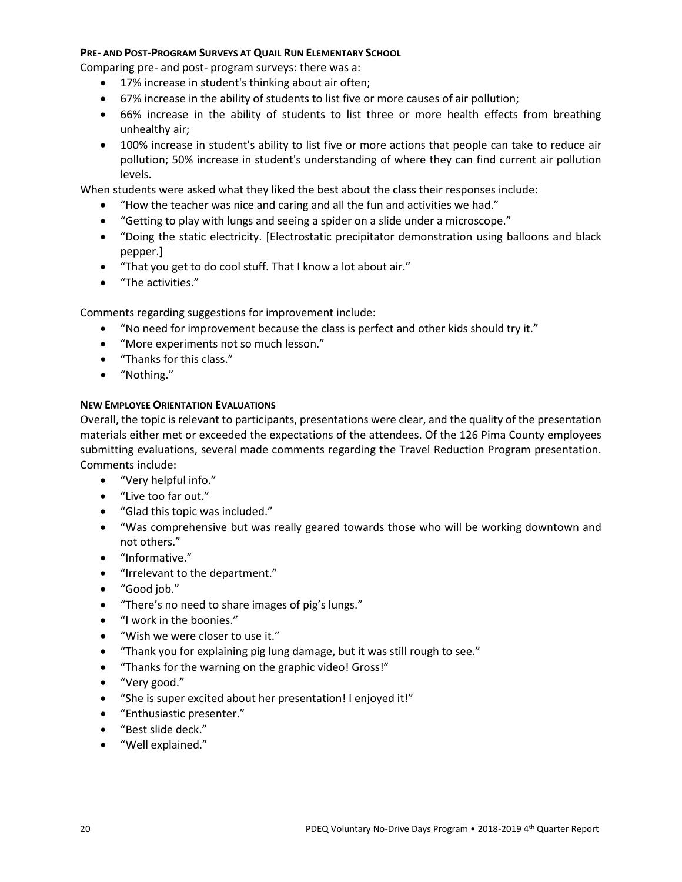#### Pre- and Post-Program Surveys at Quail Run Elementary School

Comparing pre- and post- program surveys: there was a:

- 17% increase in student's thinking about air often;
- 67% increase in the ability of students to list five or more causes of air pollution;
- 66% increase in the ability of students to list three or more health effects from breathing unhealthy air;
- 100% increase in student's ability to list five or more actions that people can take to reduce air pollution; 50% increase in student's understanding of where they can find current air pollution levels.

When students were asked what they liked the best about the class their responses include:

- "How the teacher was nice and caring and all the fun and activities we had."
- "Getting to play with lungs and seeing a spider on a slide under a microscope."
- "Doing the static electricity. [Electrostatic precipitator demonstration using balloons and black pepper.]
- "That you get to do cool stuff. That I know a lot about air."
- "The activities."

Comments regarding suggestions for improvement include:

- "No need for improvement because the class is perfect and other kids should try it."
- "More experiments not so much lesson."
- "Thanks for this class."
- "Nothing."

#### New Employee Orientation Evaluations

Overall, the topic is relevant to participants, presentations were clear, and the quality of the presentation materials either met or exceeded the expectations of the attendees. Of the 126 Pima County employees submitting evaluations, several made comments regarding the Travel Reduction Program presentation. Comments include:

- "Very helpful info."
- "Live too far out."
- "Glad this topic was included."
- "Was comprehensive but was really geared towards those who will be working downtown and not others."
- "Informative."
- "Irrelevant to the department."
- "Good job."
- "There's no need to share images of pig's lungs."
- "I work in the boonies."
- "Wish we were closer to use it."
- "Thank you for explaining pig lung damage, but it was still rough to see."
- "Thanks for the warning on the graphic video! Gross!"
- "Very good."
- "She is super excited about her presentation! I enjoyed it!"
- "Enthusiastic presenter."
- "Best slide deck."
- "Well explained."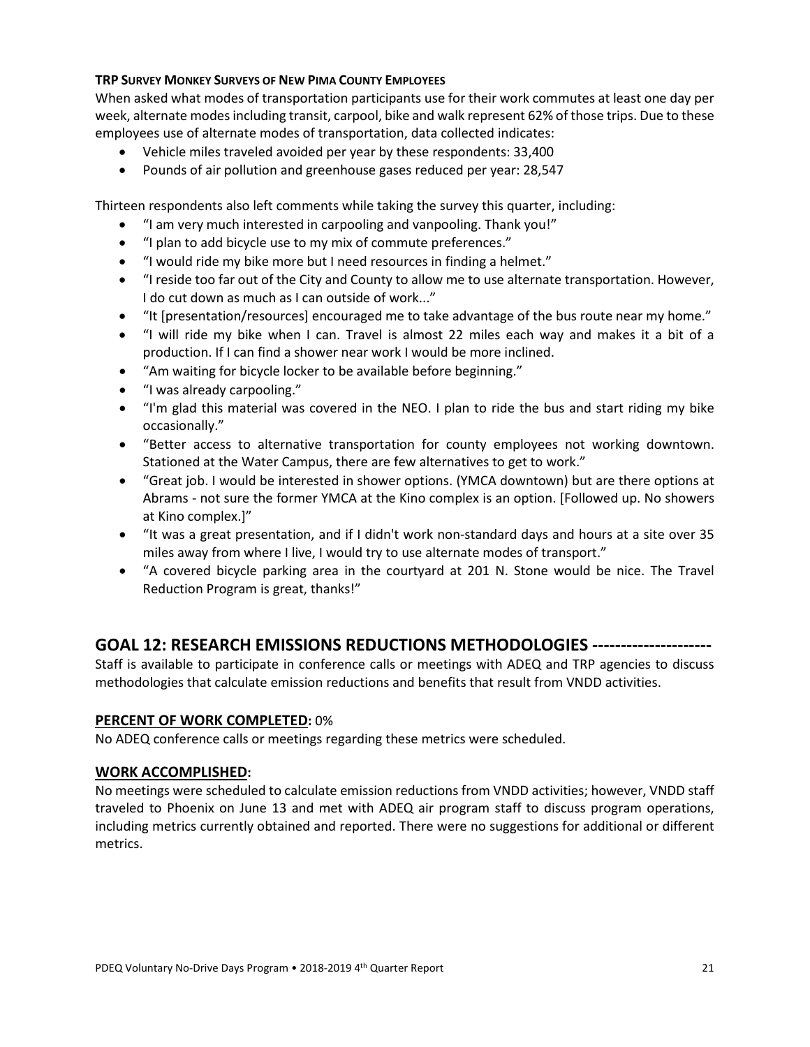**TRP SURVEY MONKEY SURVEYS OF NEW PIMA COUNTY EMPLOYEES**

When asked what modes of transportation participants use for their work commutes at least one day per week, alternate modes including transit, carpool, bike and walk represent 62% of those trips. Due to these employees use of alternate modes of transportation, data collected indicates:

- Vehicle miles traveled avoided per year by these respondents: 33,400
- Pounds of air pollution and greenhouse gases reduced per year: 28,547

Thirteen respondents also left comments while taking the survey this quarter, including:

- "I am very much interested in carpooling and vanpooling. Thank you!"
- "I plan to add bicycle use to my mix of commute preferences."
- "I would ride my bike more but I need resources in finding a helmet."
- "I reside too far out of the City and County to allow me to use alternate transportation. However, I do cut down as much as I can outside of work..."
- "It [presentation/resources] encouraged me to take advantage of the bus route near my home."
- "I will ride my bike when I can. Travel is almost 22 miles each way and makes it a bit of a production. If I can find a shower near work I would be more inclined.
- "Am waiting for bicycle locker to be available before beginning."
- "I was already carpooling."
- "I'm glad this material was covered in the NEO. I plan to ride the bus and start riding my bike occasionally."
- "Better access to alternative transportation for county employees not working downtown. Stationed at the Water Campus, there are few alternatives to get to work."
- "Great job. I would be interested in shower options. (YMCA downtown) but are there options at Abrams - not sure the former YMCA at the Kino complex is an option. [Followed up. No showers at Kino complex.]"
- "It was a great presentation, and if I didn't work non-standard days and hours at a site over 35 miles away from where I live, I would try to use alternate modes of transport."
- "A covered bicycle parking area in the courtyard at 201 N. Stone would be nice. The Travel Reduction Program is great, thanks!"

## GOAL 12: RESEARCH EMISSIONS REDUCTIONS METHODOLOGIES ---------------------

Staff is available to participate in conference calls or meetings with ADEQ and TRP agencies to discuss methodologies that calculate emission reductions and benefits that result from VNDD activities.

### PERCENT OF WORK COMPLETED: 0%

No ADEQ conference calls or meetings regarding these metrics were scheduled.

### WORK ACCOMPLISHED:

No meetings were scheduled to calculate emission reductions from VNDD activities; however, VNDD staff traveled to Phoenix on June 13 and met with ADEQ air program staff to discuss program operations, including metrics currently obtained and reported. There were no suggestions for additional or different metrics.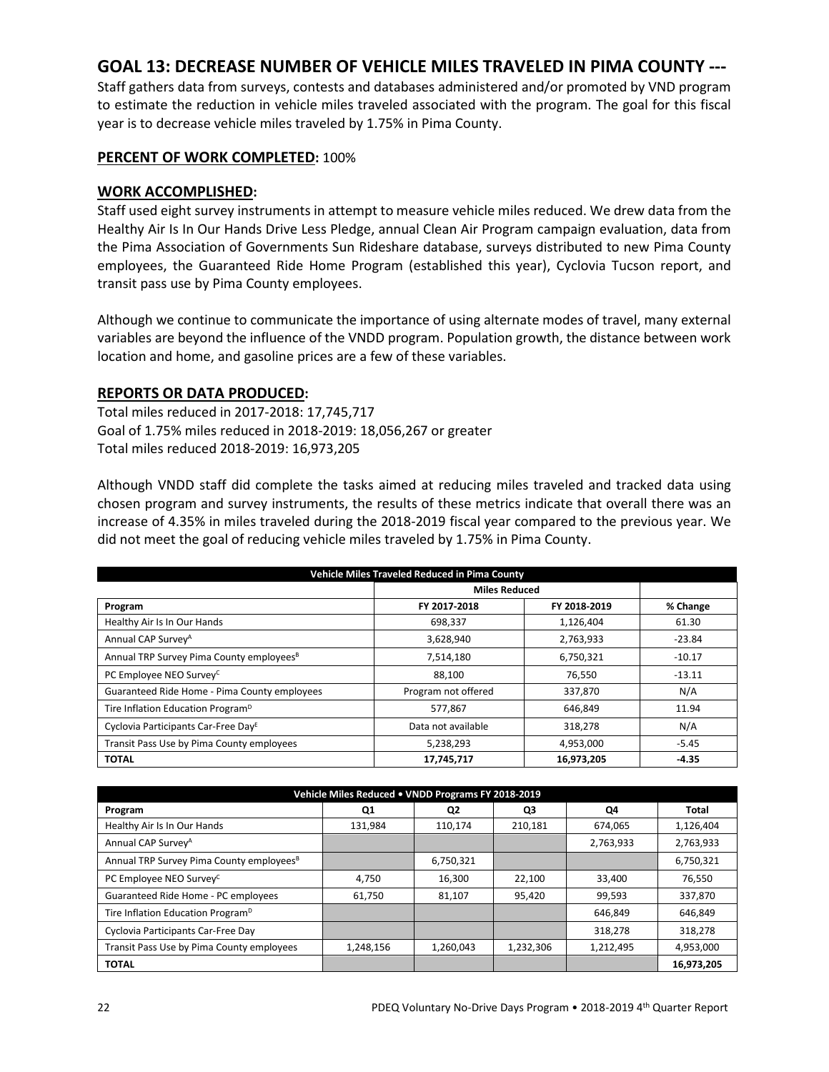## GOAL 13: DECREASE NUMBER OF VEHICLE MILES TRAVELED IN PIMA COUNTY ---

Staff gathers data from surveys, contests and databases administered and/or promoted by VND program to estimate the reduction in vehicle miles traveled associated with the program. The goal for this fiscal year is to decrease vehicle miles traveled by 1.75% in Pima County.

**PERCENT OF WORK COMPLETED:** 100%

**WORK ACCOMPLISHED:**

Staff used eight survey instruments in attempt to measure vehicle miles reduced. We drew data from the Healthy Air Is In Our Hands Drive Less Pledge, annual Clean Air Program campaign evaluation, data from the Pima Association of Governments Sun Rideshare database, surveys distributed to new Pima County employees, the Guaranteed Ride Home Program (established this year), Cyclovia Tucson report, and transit pass use by Pima County employees.

Although we continue to communicate the importance of using alternate modes of travel, many external variables are beyond the influence of the VNDD program. Population growth, the distance between work location and home, and gasoline prices are a few of these variables.

**REPORTS OR DATA PRODUCED:**

Total miles reduced in 2017-2018: 17,745,717
Goal of 1.75% miles reduced in 2018-2019: 18,056,267 or greater
Total miles reduced 2018-2019: 16,973,205

Although VNDD staff did complete the tasks aimed at reducing miles traveled and tracked data using chosen program and survey instruments, the results of these metrics indicate that overall there was an increase of 4.35% in miles traveled during the 2018-2019 fiscal year compared to the previous year. We did not meet the goal of reducing vehicle miles traveled by 1.75% in Pima County.

| Vehicle Miles Traveled Reduced in Pima County | | | |
|---|---|---|---|
| | Miles Reduced | | |
| Program | FY 2017-2018 | FY 2018-2019 | % Change |
| Healthy Air Is In Our Hands | 698,337 | 1,126,404 | 61.30 |
| Annual CAP Survey[A] | 3,628,940 | 2,763,933 | -23.84 |
| Annual TRP Survey Pima County employees[B] | 7,514,180 | 6,750,321 | -10.17 |
| PC Employee NEO Survey[C] | 88,100 | 76,550 | -13.11 |
| Guaranteed Ride Home - Pima County employees | Program not offered | 337,870 | N/A |
| Tire Inflation Education Program[D] | 577,867 | 646,849 | 11.94 |
| Cyclovia Participants Car-Free Day[E] | Data not available | 318,278 | N/A |
| Transit Pass Use by Pima County employees | 5,238,293 | 4,953,000 | -5.45 |
| **TOTAL** | **17,745,717** | **16,973,205** | **-4.35** |

| Vehicle Miles Reduced • VNDD Programs FY 2018-2019 | | | | | |
|---|---|---|---|---|---|
| Program | Q1 | Q2 | Q3 | Q4 | Total |
| Healthy Air Is In Our Hands | 131,984 | 110,174 | 210,181 | 674,065 | 1,126,404 |
| Annual CAP Survey[A] | | | | 2,763,933 | 2,763,933 |
| Annual TRP Survey Pima County employees[B] | | 6,750,321 | | | 6,750,321 |
| PC Employee NEO Survey[C] | 4,750 | 16,300 | 22,100 | 33,400 | 76,550 |
| Guaranteed Ride Home - PC employees | 61,750 | 81,107 | 95,420 | 99,593 | 337,870 |
| Tire Inflation Education Program[D] | | | | 646,849 | 646,849 |
| Cyclovia Participants Car-Free Day | | | | 318,278 | 318,278 |
| Transit Pass Use by Pima County employees | 1,248,156 | 1,260,043 | 1,232,306 | 1,212,495 | 4,953,000 |
| **TOTAL** | | | | | **16,973,205** |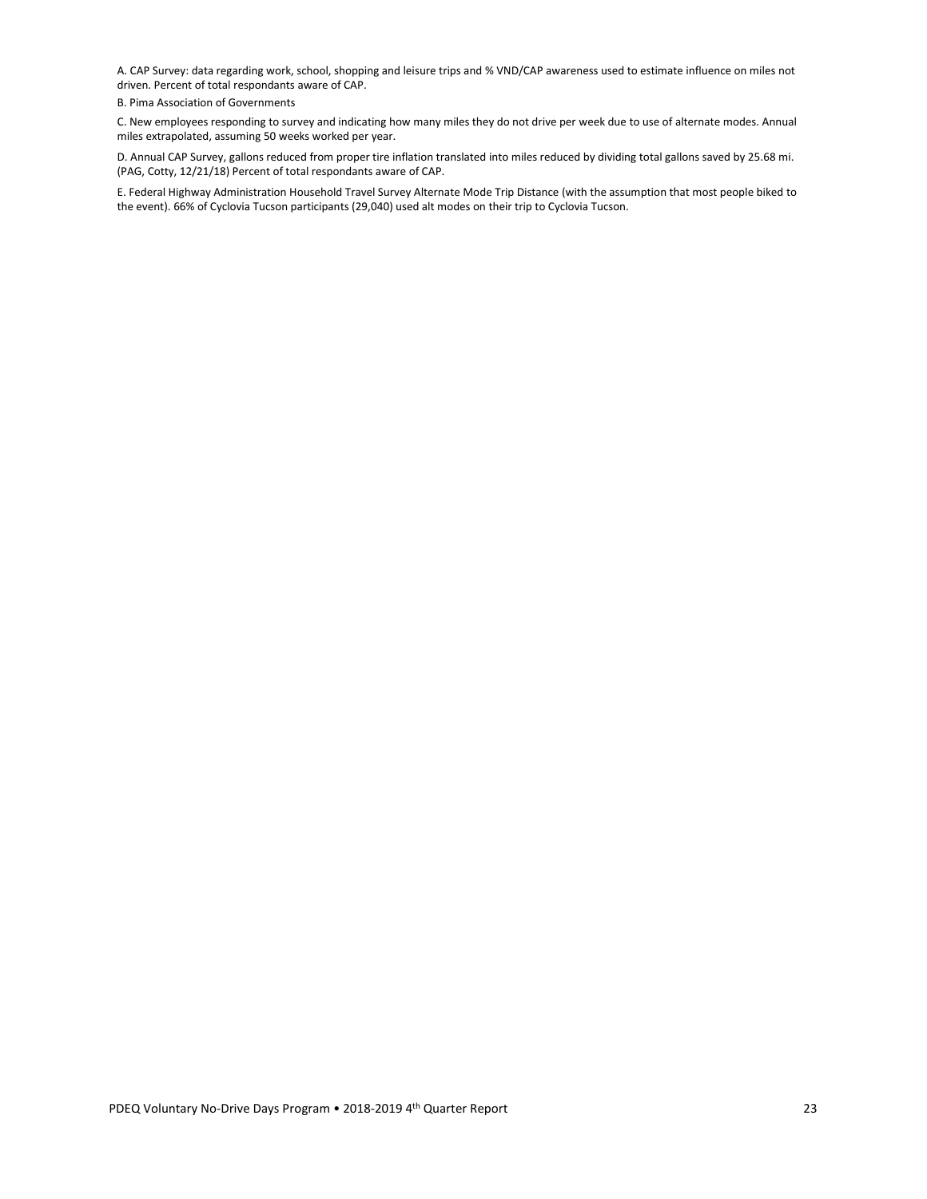A. CAP Survey: data regarding work, school, shopping and leisure trips and % VND/CAP awareness used to estimate influence on miles not driven. Percent of total respondants aware of CAP.

B. Pima Association of Governments

C. New employees responding to survey and indicating how many miles they do not drive per week due to use of alternate modes. Annual miles extrapolated, assuming 50 weeks worked per year.

D. Annual CAP Survey, gallons reduced from proper tire inflation translated into miles reduced by dividing total gallons saved by 25.68 mi. (PAG, Cotty, 12/21/18) Percent of total respondants aware of CAP.

E. Federal Highway Administration Household Travel Survey Alternate Mode Trip Distance (with the assumption that most people biked to the event). 66% of Cyclovia Tucson participants (29,040) used alt modes on their trip to Cyclovia Tucson.